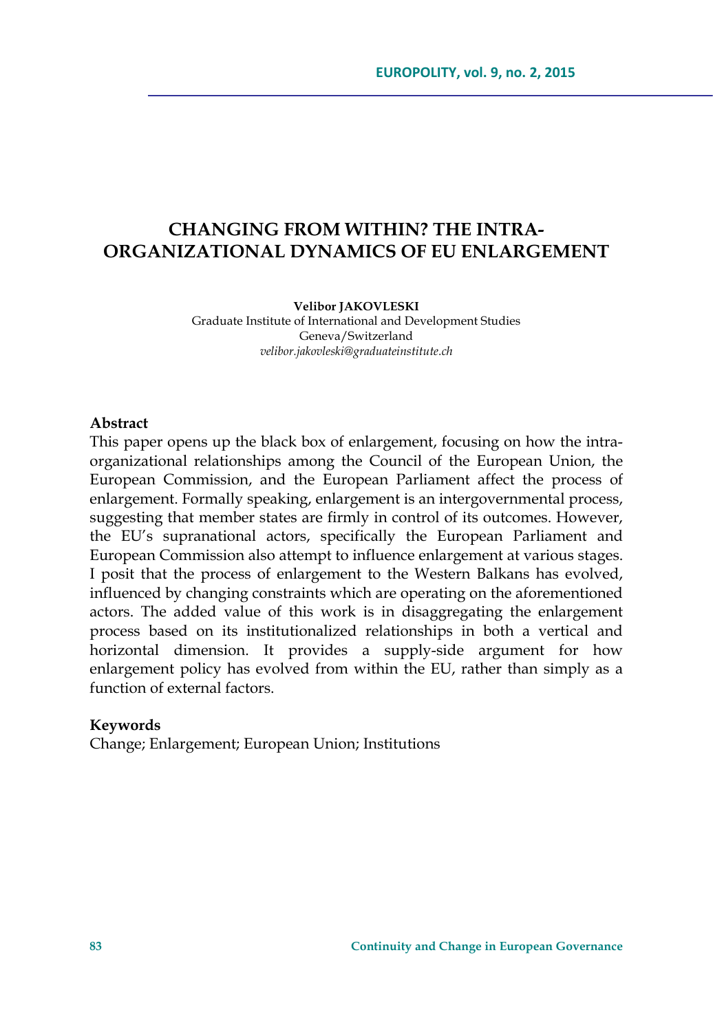# CHANGING FROM WITHIN? THE INTRA-ORGANIZATIONAL DYNAMICS OF EU ENLARGEMENT

**Velibor JAKOVLESKI**
Graduate Institute of International and Development Studies
Geneva/Switzerland
*velibor.jakovleski@graduateinstitute.ch*

## Abstract

This paper opens up the black box of enlargement, focusing on how the intra-organizational relationships among the Council of the European Union, the European Commission, and the European Parliament affect the process of enlargement. Formally speaking, enlargement is an intergovernmental process, suggesting that member states are firmly in control of its outcomes. However, the EU's supranational actors, specifically the European Parliament and European Commission also attempt to influence enlargement at various stages. I posit that the process of enlargement to the Western Balkans has evolved, influenced by changing constraints which are operating on the aforementioned actors. The added value of this work is in disaggregating the enlargement process based on its institutionalized relationships in both a vertical and horizontal dimension. It provides a supply-side argument for how enlargement policy has evolved from within the EU, rather than simply as a function of external factors.

## Keywords

Change; Enlargement; European Union; Institutions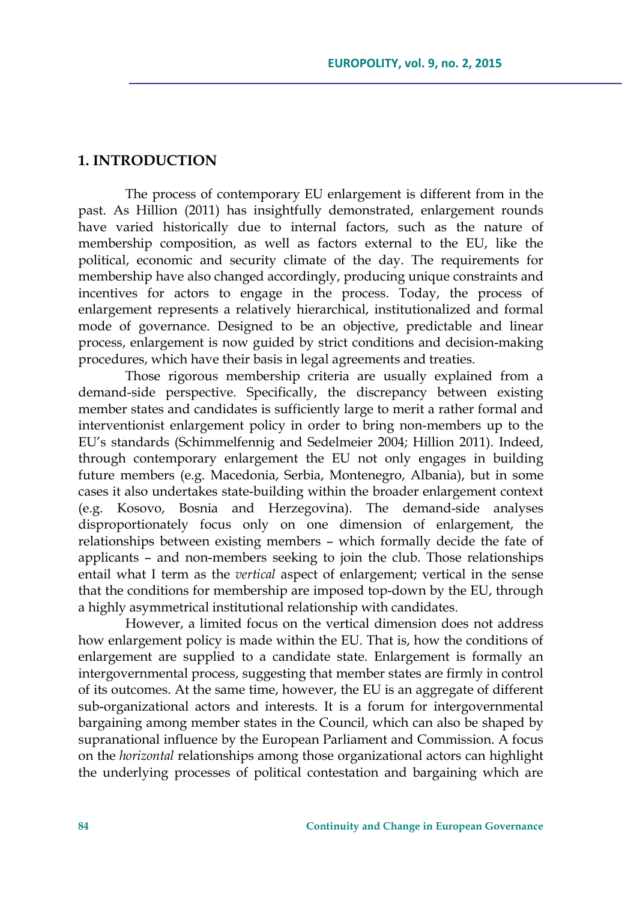# 1. INTRODUCTION

The process of contemporary EU enlargement is different from in the past. As Hillion (2011) has insightfully demonstrated, enlargement rounds have varied historically due to internal factors, such as the nature of membership composition, as well as factors external to the EU, like the political, economic and security climate of the day. The requirements for membership have also changed accordingly, producing unique constraints and incentives for actors to engage in the process. Today, the process of enlargement represents a relatively hierarchical, institutionalized and formal mode of governance. Designed to be an objective, predictable and linear process, enlargement is now guided by strict conditions and decision-making procedures, which have their basis in legal agreements and treaties.

Those rigorous membership criteria are usually explained from a demand-side perspective. Specifically, the discrepancy between existing member states and candidates is sufficiently large to merit a rather formal and interventionist enlargement policy in order to bring non-members up to the EU's standards (Schimmelfennig and Sedelmeier 2004; Hillion 2011). Indeed, through contemporary enlargement the EU not only engages in building future members (e.g. Macedonia, Serbia, Montenegro, Albania), but in some cases it also undertakes state-building within the broader enlargement context (e.g. Kosovo, Bosnia and Herzegovina). The demand-side analyses disproportionately focus only on one dimension of enlargement, the relationships between existing members – which formally decide the fate of applicants – and non-members seeking to join the club. Those relationships entail what I term as the *vertical* aspect of enlargement; vertical in the sense that the conditions for membership are imposed top-down by the EU, through a highly asymmetrical institutional relationship with candidates.

However, a limited focus on the vertical dimension does not address how enlargement policy is made within the EU. That is, how the conditions of enlargement are supplied to a candidate state. Enlargement is formally an intergovernmental process, suggesting that member states are firmly in control of its outcomes. At the same time, however, the EU is an aggregate of different sub-organizational actors and interests. It is a forum for intergovernmental bargaining among member states in the Council, which can also be shaped by supranational influence by the European Parliament and Commission. A focus on the *horizontal* relationships among those organizational actors can highlight the underlying processes of political contestation and bargaining which are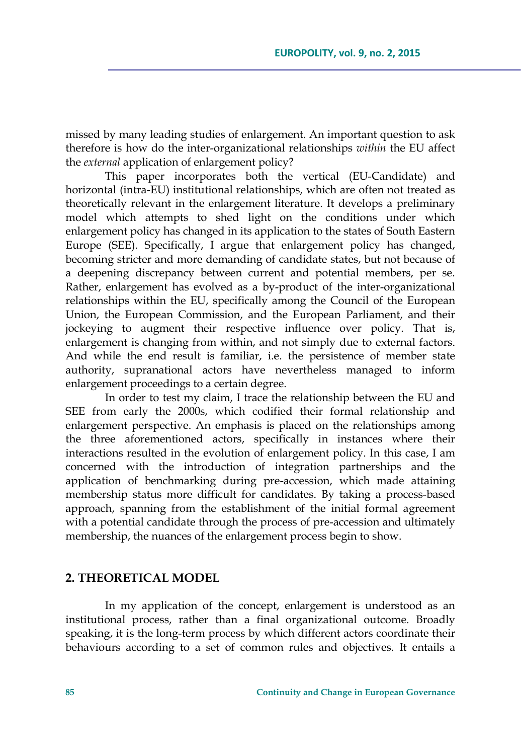missed by many leading studies of enlargement. An important question to ask therefore is how do the inter-organizational relationships *within* the EU affect the *external* application of enlargement policy?

This paper incorporates both the vertical (EU-Candidate) and horizontal (intra-EU) institutional relationships, which are often not treated as theoretically relevant in the enlargement literature. It develops a preliminary model which attempts to shed light on the conditions under which enlargement policy has changed in its application to the states of South Eastern Europe (SEE). Specifically, I argue that enlargement policy has changed, becoming stricter and more demanding of candidate states, but not because of a deepening discrepancy between current and potential members, per se. Rather, enlargement has evolved as a by-product of the inter-organizational relationships within the EU, specifically among the Council of the European Union, the European Commission, and the European Parliament, and their jockeying to augment their respective influence over policy. That is, enlargement is changing from within, and not simply due to external factors. And while the end result is familiar, i.e. the persistence of member state authority, supranational actors have nevertheless managed to inform enlargement proceedings to a certain degree.

In order to test my claim, I trace the relationship between the EU and SEE from early the 2000s, which codified their formal relationship and enlargement perspective. An emphasis is placed on the relationships among the three aforementioned actors, specifically in instances where their interactions resulted in the evolution of enlargement policy. In this case, I am concerned with the introduction of integration partnerships and the application of benchmarking during pre-accession, which made attaining membership status more difficult for candidates. By taking a process-based approach, spanning from the establishment of the initial formal agreement with a potential candidate through the process of pre-accession and ultimately membership, the nuances of the enlargement process begin to show.

## 2. THEORETICAL MODEL

In my application of the concept, enlargement is understood as an institutional process, rather than a final organizational outcome. Broadly speaking, it is the long-term process by which different actors coordinate their behaviours according to a set of common rules and objectives. It entails a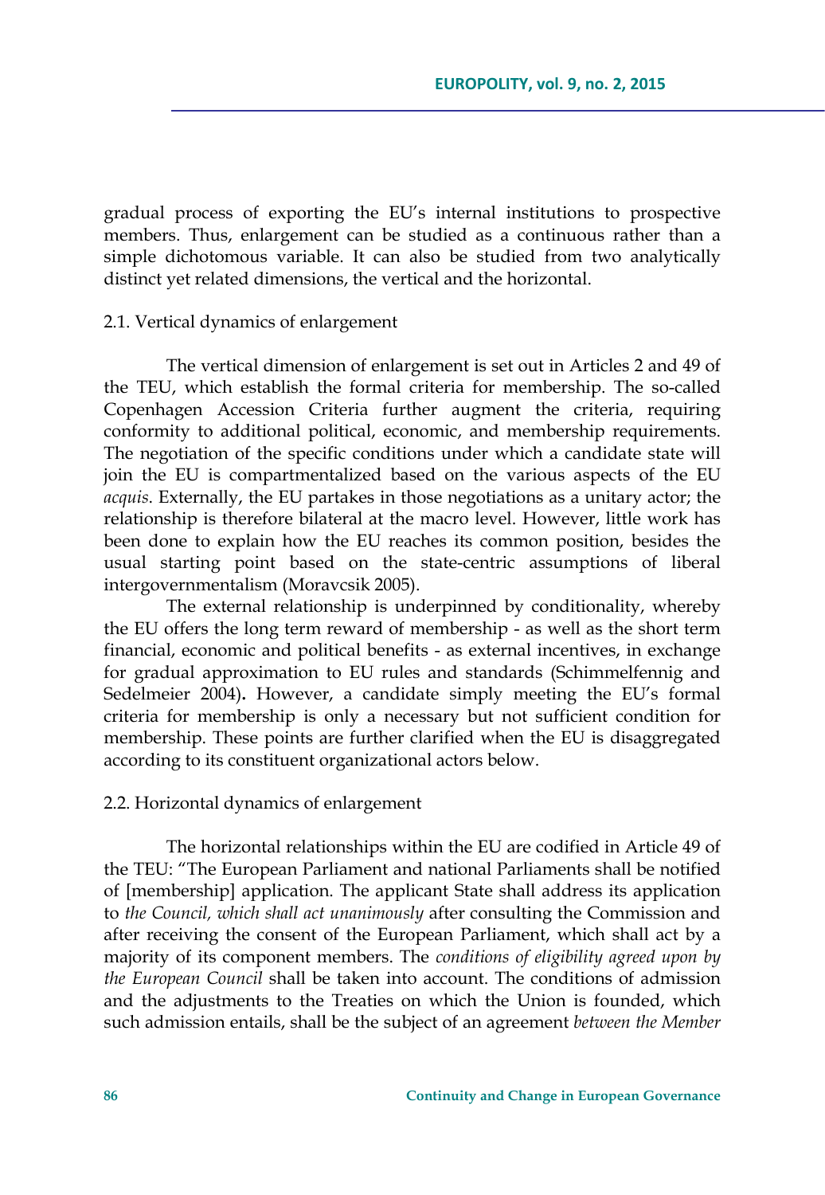gradual process of exporting the EU's internal institutions to prospective members. Thus, enlargement can be studied as a continuous rather than a simple dichotomous variable. It can also be studied from two analytically distinct yet related dimensions, the vertical and the horizontal.

### 2.1. Vertical dynamics of enlargement

The vertical dimension of enlargement is set out in Articles 2 and 49 of the TEU, which establish the formal criteria for membership. The so-called Copenhagen Accession Criteria further augment the criteria, requiring conformity to additional political, economic, and membership requirements. The negotiation of the specific conditions under which a candidate state will join the EU is compartmentalized based on the various aspects of the EU *acquis*. Externally, the EU partakes in those negotiations as a unitary actor; the relationship is therefore bilateral at the macro level. However, little work has been done to explain how the EU reaches its common position, besides the usual starting point based on the state-centric assumptions of liberal intergovernmentalism (Moravcsik 2005).

The external relationship is underpinned by conditionality, whereby the EU offers the long term reward of membership - as well as the short term financial, economic and political benefits - as external incentives, in exchange for gradual approximation to EU rules and standards (Schimmelfennig and Sedelmeier 2004)**.** However, a candidate simply meeting the EU's formal criteria for membership is only a necessary but not sufficient condition for membership. These points are further clarified when the EU is disaggregated according to its constituent organizational actors below.

### 2.2. Horizontal dynamics of enlargement

The horizontal relationships within the EU are codified in Article 49 of the TEU: "The European Parliament and national Parliaments shall be notified of [membership] application. The applicant State shall address its application to *the Council, which shall act unanimously* after consulting the Commission and after receiving the consent of the European Parliament, which shall act by a majority of its component members. The *conditions of eligibility agreed upon by the European Council* shall be taken into account. The conditions of admission and the adjustments to the Treaties on which the Union is founded, which such admission entails, shall be the subject of an agreement *between the Member*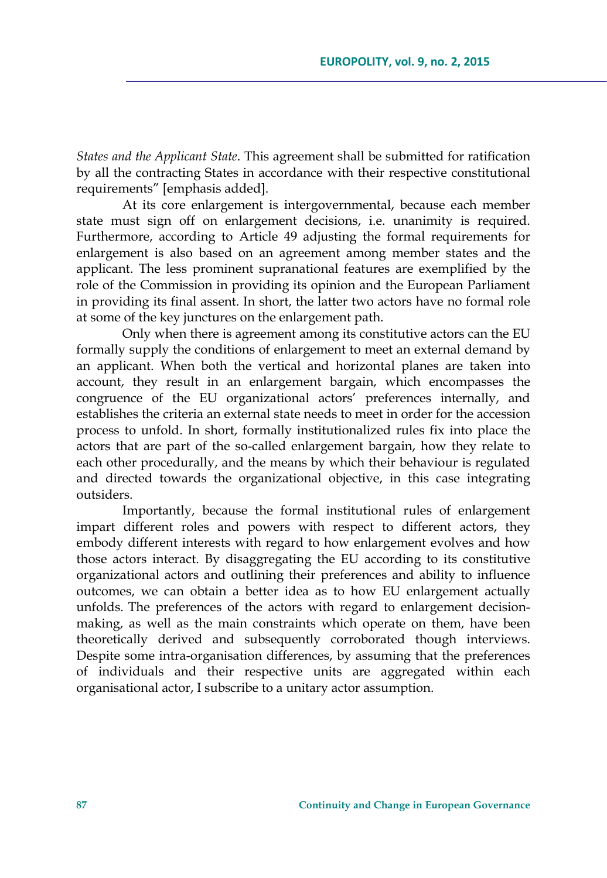*States and the Applicant State*. This agreement shall be submitted for ratification by all the contracting States in accordance with their respective constitutional requirements" [emphasis added].

At its core enlargement is intergovernmental, because each member state must sign off on enlargement decisions, i.e. unanimity is required. Furthermore, according to Article 49 adjusting the formal requirements for enlargement is also based on an agreement among member states and the applicant. The less prominent supranational features are exemplified by the role of the Commission in providing its opinion and the European Parliament in providing its final assent. In short, the latter two actors have no formal role at some of the key junctures on the enlargement path.

Only when there is agreement among its constitutive actors can the EU formally supply the conditions of enlargement to meet an external demand by an applicant. When both the vertical and horizontal planes are taken into account, they result in an enlargement bargain, which encompasses the congruence of the EU organizational actors' preferences internally, and establishes the criteria an external state needs to meet in order for the accession process to unfold. In short, formally institutionalized rules fix into place the actors that are part of the so-called enlargement bargain, how they relate to each other procedurally, and the means by which their behaviour is regulated and directed towards the organizational objective, in this case integrating outsiders.

Importantly, because the formal institutional rules of enlargement impart different roles and powers with respect to different actors, they embody different interests with regard to how enlargement evolves and how those actors interact. By disaggregating the EU according to its constitutive organizational actors and outlining their preferences and ability to influence outcomes, we can obtain a better idea as to how EU enlargement actually unfolds. The preferences of the actors with regard to enlargement decision-making, as well as the main constraints which operate on them, have been theoretically derived and subsequently corroborated though interviews. Despite some intra-organisation differences, by assuming that the preferences of individuals and their respective units are aggregated within each organisational actor, I subscribe to a unitary actor assumption.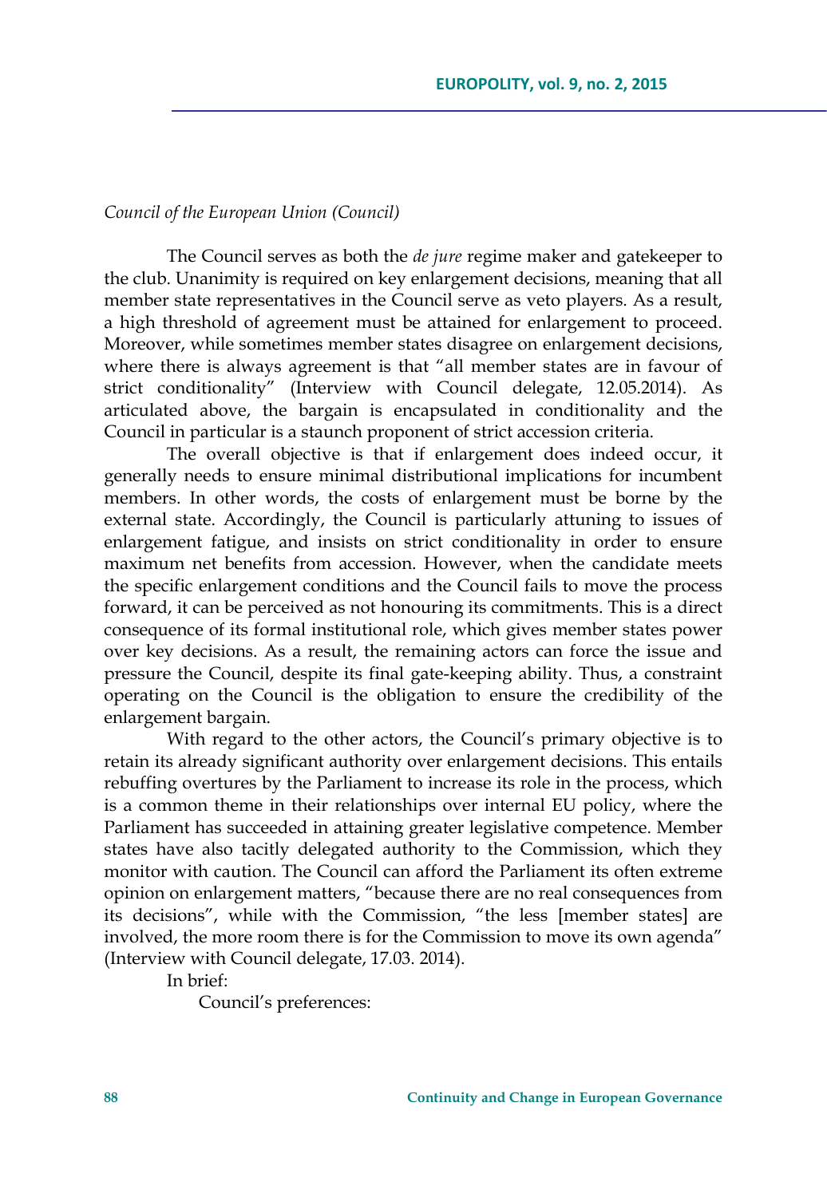*Council of the European Union (Council)*

The Council serves as both the *de jure* regime maker and gatekeeper to the club. Unanimity is required on key enlargement decisions, meaning that all member state representatives in the Council serve as veto players. As a result, a high threshold of agreement must be attained for enlargement to proceed. Moreover, while sometimes member states disagree on enlargement decisions, where there is always agreement is that "all member states are in favour of strict conditionality" (Interview with Council delegate, 12.05.2014). As articulated above, the bargain is encapsulated in conditionality and the Council in particular is a staunch proponent of strict accession criteria.

The overall objective is that if enlargement does indeed occur, it generally needs to ensure minimal distributional implications for incumbent members. In other words, the costs of enlargement must be borne by the external state. Accordingly, the Council is particularly attuning to issues of enlargement fatigue, and insists on strict conditionality in order to ensure maximum net benefits from accession. However, when the candidate meets the specific enlargement conditions and the Council fails to move the process forward, it can be perceived as not honouring its commitments. This is a direct consequence of its formal institutional role, which gives member states power over key decisions. As a result, the remaining actors can force the issue and pressure the Council, despite its final gate-keeping ability. Thus, a constraint operating on the Council is the obligation to ensure the credibility of the enlargement bargain.

With regard to the other actors, the Council's primary objective is to retain its already significant authority over enlargement decisions. This entails rebuffing overtures by the Parliament to increase its role in the process, which is a common theme in their relationships over internal EU policy, where the Parliament has succeeded in attaining greater legislative competence. Member states have also tacitly delegated authority to the Commission, which they monitor with caution. The Council can afford the Parliament its often extreme opinion on enlargement matters, "because there are no real consequences from its decisions", while with the Commission, "the less [member states] are involved, the more room there is for the Commission to move its own agenda" (Interview with Council delegate, 17.03. 2014).

In brief:

Council's preferences: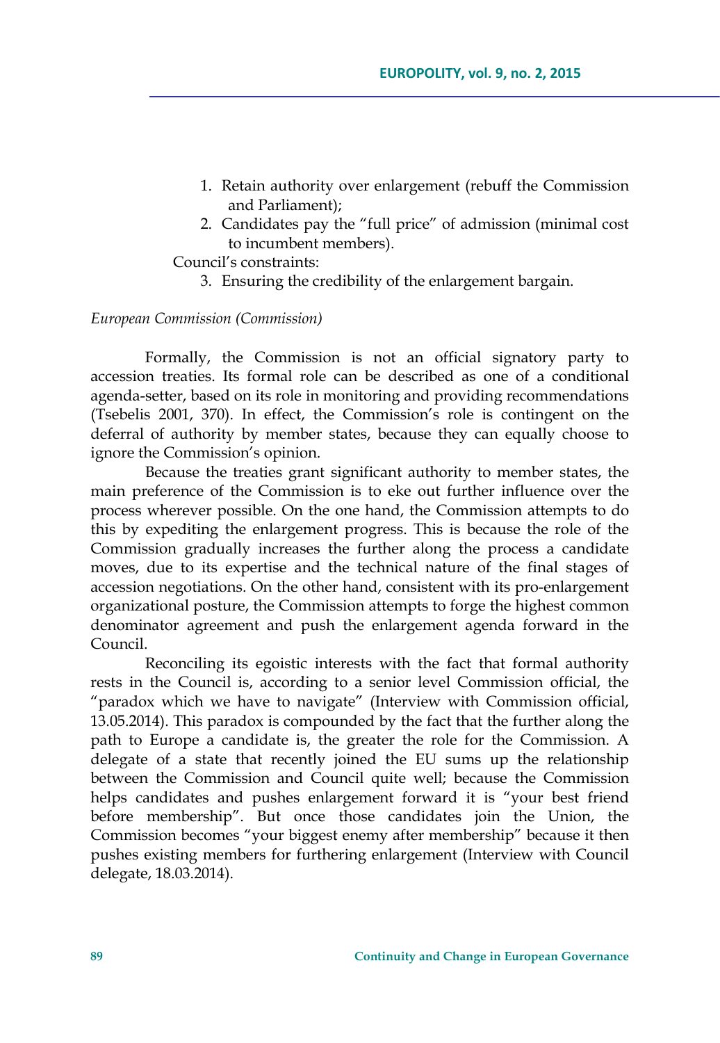1. Retain authority over enlargement (rebuff the Commission and Parliament);
2. Candidates pay the "full price" of admission (minimal cost to incumbent members).

Council's constraints:

3. Ensuring the credibility of the enlargement bargain.

*European Commission (Commission)*

Formally, the Commission is not an official signatory party to accession treaties. Its formal role can be described as one of a conditional agenda-setter, based on its role in monitoring and providing recommendations (Tsebelis 2001, 370). In effect, the Commission's role is contingent on the deferral of authority by member states, because they can equally choose to ignore the Commission's opinion.

Because the treaties grant significant authority to member states, the main preference of the Commission is to eke out further influence over the process wherever possible. On the one hand, the Commission attempts to do this by expediting the enlargement progress. This is because the role of the Commission gradually increases the further along the process a candidate moves, due to its expertise and the technical nature of the final stages of accession negotiations. On the other hand, consistent with its pro-enlargement organizational posture, the Commission attempts to forge the highest common denominator agreement and push the enlargement agenda forward in the Council.

Reconciling its egoistic interests with the fact that formal authority rests in the Council is, according to a senior level Commission official, the "paradox which we have to navigate" (Interview with Commission official, 13.05.2014). This paradox is compounded by the fact that the further along the path to Europe a candidate is, the greater the role for the Commission. A delegate of a state that recently joined the EU sums up the relationship between the Commission and Council quite well; because the Commission helps candidates and pushes enlargement forward it is "your best friend before membership". But once those candidates join the Union, the Commission becomes "your biggest enemy after membership" because it then pushes existing members for furthering enlargement (Interview with Council delegate, 18.03.2014).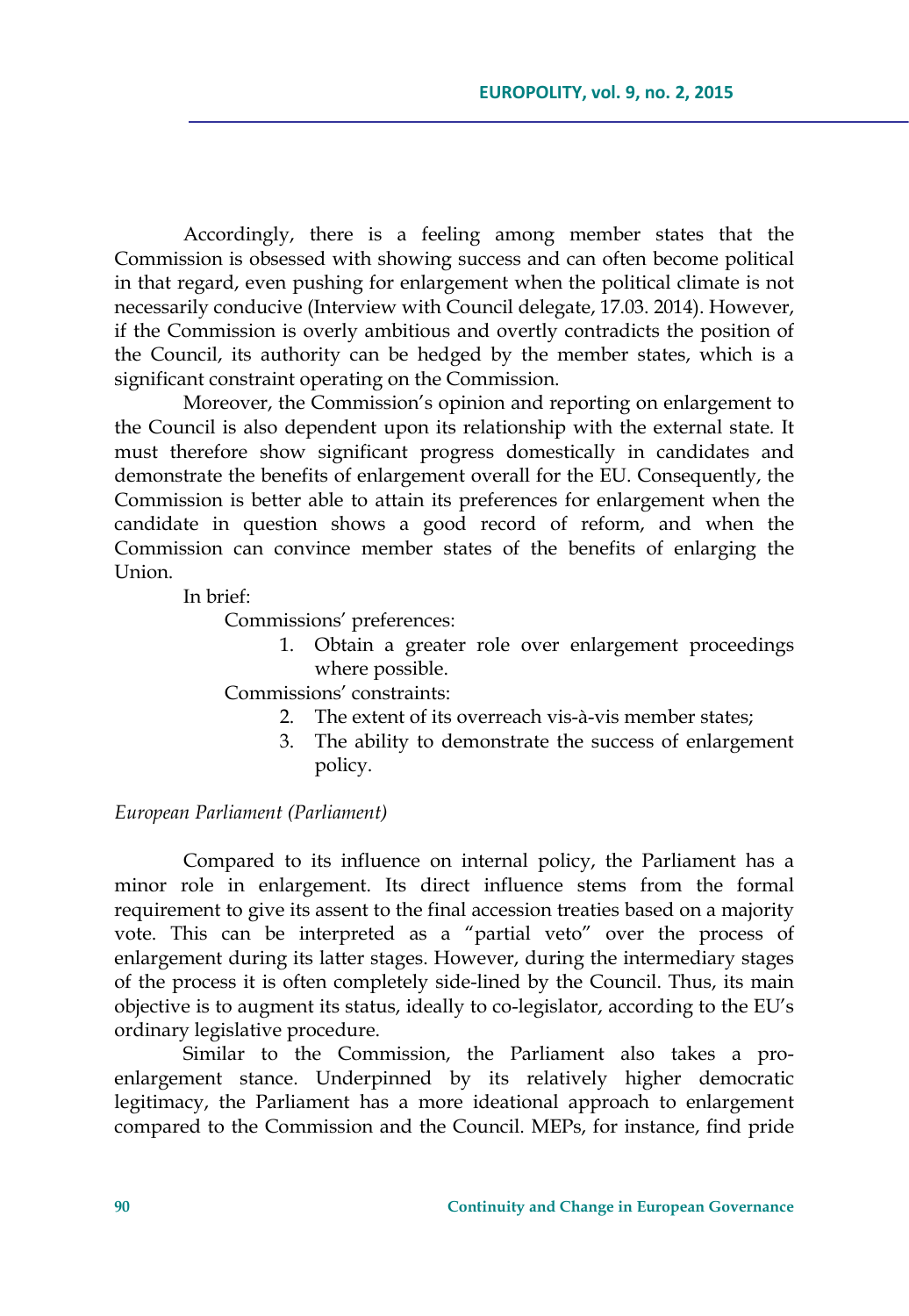Accordingly, there is a feeling among member states that the Commission is obsessed with showing success and can often become political in that regard, even pushing for enlargement when the political climate is not necessarily conducive (Interview with Council delegate, 17.03. 2014). However, if the Commission is overly ambitious and overtly contradicts the position of the Council, its authority can be hedged by the member states, which is a significant constraint operating on the Commission.

Moreover, the Commission's opinion and reporting on enlargement to the Council is also dependent upon its relationship with the external state. It must therefore show significant progress domestically in candidates and demonstrate the benefits of enlargement overall for the EU. Consequently, the Commission is better able to attain its preferences for enlargement when the candidate in question shows a good record of reform, and when the Commission can convince member states of the benefits of enlarging the Union.

In brief:

Commissions' preferences:

1. Obtain a greater role over enlargement proceedings where possible.

Commissions' constraints:

2. The extent of its overreach vis-à-vis member states;
3. The ability to demonstrate the success of enlargement policy.

*European Parliament (Parliament)*

Compared to its influence on internal policy, the Parliament has a minor role in enlargement. Its direct influence stems from the formal requirement to give its assent to the final accession treaties based on a majority vote. This can be interpreted as a "partial veto" over the process of enlargement during its latter stages. However, during the intermediary stages of the process it is often completely side-lined by the Council. Thus, its main objective is to augment its status, ideally to co-legislator, according to the EU's ordinary legislative procedure.

Similar to the Commission, the Parliament also takes a pro-enlargement stance. Underpinned by its relatively higher democratic legitimacy, the Parliament has a more ideational approach to enlargement compared to the Commission and the Council. MEPs, for instance, find pride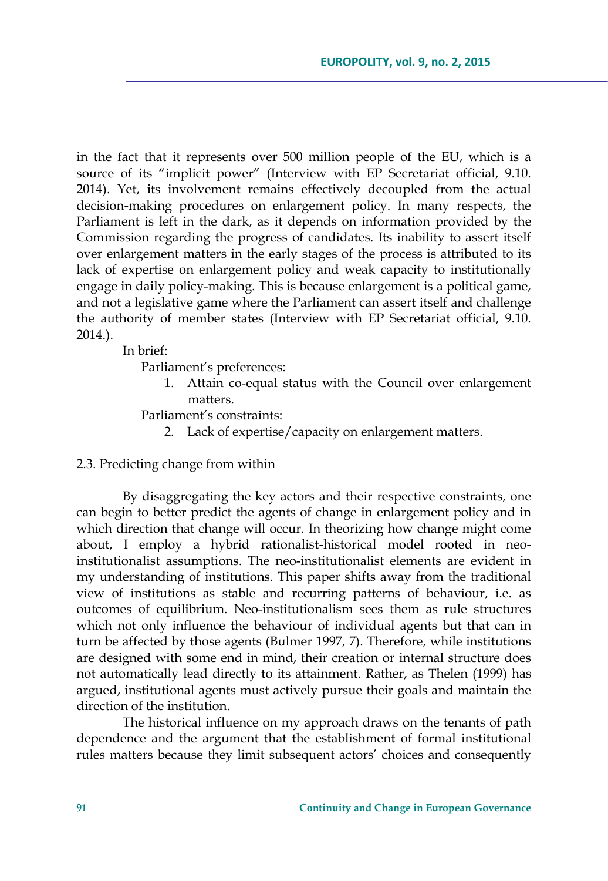in the fact that it represents over 500 million people of the EU, which is a source of its "implicit power" (Interview with EP Secretariat official, 9.10. 2014). Yet, its involvement remains effectively decoupled from the actual decision-making procedures on enlargement policy. In many respects, the Parliament is left in the dark, as it depends on information provided by the Commission regarding the progress of candidates. Its inability to assert itself over enlargement matters in the early stages of the process is attributed to its lack of expertise on enlargement policy and weak capacity to institutionally engage in daily policy-making. This is because enlargement is a political game, and not a legislative game where the Parliament can assert itself and challenge the authority of member states (Interview with EP Secretariat official, 9.10. 2014.).

In brief:

Parliament's preferences:

1. Attain co-equal status with the Council over enlargement matters.

Parliament's constraints:

2. Lack of expertise/capacity on enlargement matters.

2.3. Predicting change from within

By disaggregating the key actors and their respective constraints, one can begin to better predict the agents of change in enlargement policy and in which direction that change will occur. In theorizing how change might come about, I employ a hybrid rationalist-historical model rooted in neo-institutionalist assumptions. The neo-institutionalist elements are evident in my understanding of institutions. This paper shifts away from the traditional view of institutions as stable and recurring patterns of behaviour, i.e. as outcomes of equilibrium. Neo-institutionalism sees them as rule structures which not only influence the behaviour of individual agents but that can in turn be affected by those agents (Bulmer 1997, 7). Therefore, while institutions are designed with some end in mind, their creation or internal structure does not automatically lead directly to its attainment. Rather, as Thelen (1999) has argued, institutional agents must actively pursue their goals and maintain the direction of the institution.

The historical influence on my approach draws on the tenants of path dependence and the argument that the establishment of formal institutional rules matters because they limit subsequent actors' choices and consequently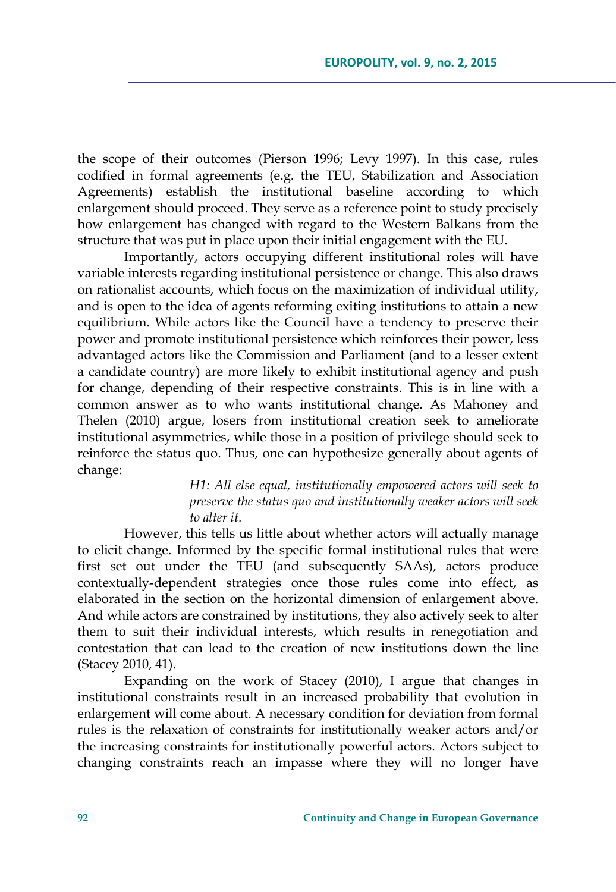the scope of their outcomes (Pierson 1996; Levy 1997). In this case, rules codified in formal agreements (e.g. the TEU, Stabilization and Association Agreements) establish the institutional baseline according to which enlargement should proceed. They serve as a reference point to study precisely how enlargement has changed with regard to the Western Balkans from the structure that was put in place upon their initial engagement with the EU.

Importantly, actors occupying different institutional roles will have variable interests regarding institutional persistence or change. This also draws on rationalist accounts, which focus on the maximization of individual utility, and is open to the idea of agents reforming exiting institutions to attain a new equilibrium. While actors like the Council have a tendency to preserve their power and promote institutional persistence which reinforces their power, less advantaged actors like the Commission and Parliament (and to a lesser extent a candidate country) are more likely to exhibit institutional agency and push for change, depending of their respective constraints. This is in line with a common answer as to who wants institutional change. As Mahoney and Thelen (2010) argue, losers from institutional creation seek to ameliorate institutional asymmetries, while those in a position of privilege should seek to reinforce the status quo. Thus, one can hypothesize generally about agents of change:

> *H1: All else equal, institutionally empowered actors will seek to preserve the status quo and institutionally weaker actors will seek to alter it.*

However, this tells us little about whether actors will actually manage to elicit change. Informed by the specific formal institutional rules that were first set out under the TEU (and subsequently SAAs), actors produce contextually-dependent strategies once those rules come into effect, as elaborated in the section on the horizontal dimension of enlargement above. And while actors are constrained by institutions, they also actively seek to alter them to suit their individual interests, which results in renegotiation and contestation that can lead to the creation of new institutions down the line (Stacey 2010, 41).

Expanding on the work of Stacey (2010), I argue that changes in institutional constraints result in an increased probability that evolution in enlargement will come about. A necessary condition for deviation from formal rules is the relaxation of constraints for institutionally weaker actors and/or the increasing constraints for institutionally powerful actors. Actors subject to changing constraints reach an impasse where they will no longer have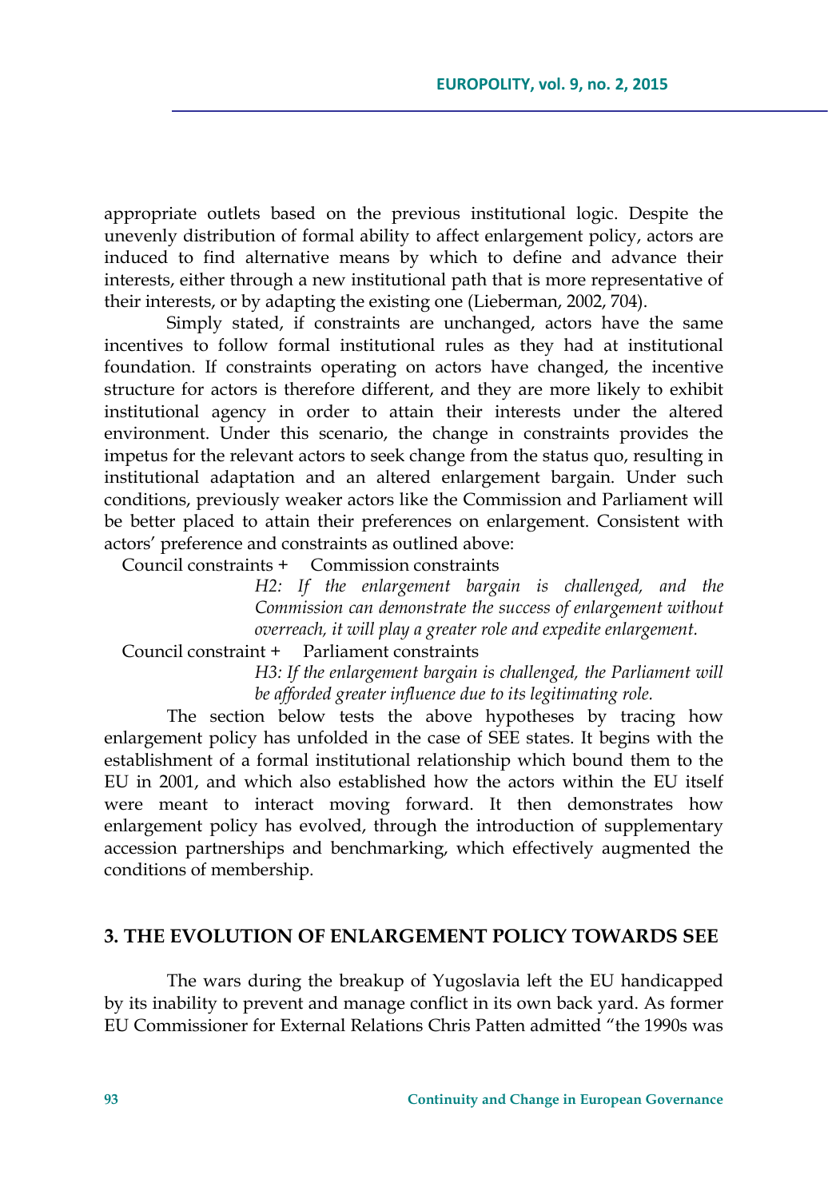appropriate outlets based on the previous institutional logic. Despite the unevenly distribution of formal ability to affect enlargement policy, actors are induced to find alternative means by which to define and advance their interests, either through a new institutional path that is more representative of their interests, or by adapting the existing one (Lieberman, 2002, 704).

Simply stated, if constraints are unchanged, actors have the same incentives to follow formal institutional rules as they had at institutional foundation. If constraints operating on actors have changed, the incentive structure for actors is therefore different, and they are more likely to exhibit institutional agency in order to attain their interests under the altered environment. Under this scenario, the change in constraints provides the impetus for the relevant actors to seek change from the status quo, resulting in institutional adaptation and an altered enlargement bargain. Under such conditions, previously weaker actors like the Commission and Parliament will be better placed to attain their preferences on enlargement. Consistent with actors' preference and constraints as outlined above:

Council constraints + Commission constraints

*H2: If the enlargement bargain is challenged, and the Commission can demonstrate the success of enlargement without overreach, it will play a greater role and expedite enlargement.*

Council constraint + Parliament constraints

*H3: If the enlargement bargain is challenged, the Parliament will be afforded greater influence due to its legitimating role.*

The section below tests the above hypotheses by tracing how enlargement policy has unfolded in the case of SEE states. It begins with the establishment of a formal institutional relationship which bound them to the EU in 2001, and which also established how the actors within the EU itself were meant to interact moving forward. It then demonstrates how enlargement policy has evolved, through the introduction of supplementary accession partnerships and benchmarking, which effectively augmented the conditions of membership.

## 3. THE EVOLUTION OF ENLARGEMENT POLICY TOWARDS SEE

The wars during the breakup of Yugoslavia left the EU handicapped by its inability to prevent and manage conflict in its own back yard. As former EU Commissioner for External Relations Chris Patten admitted "the 1990s was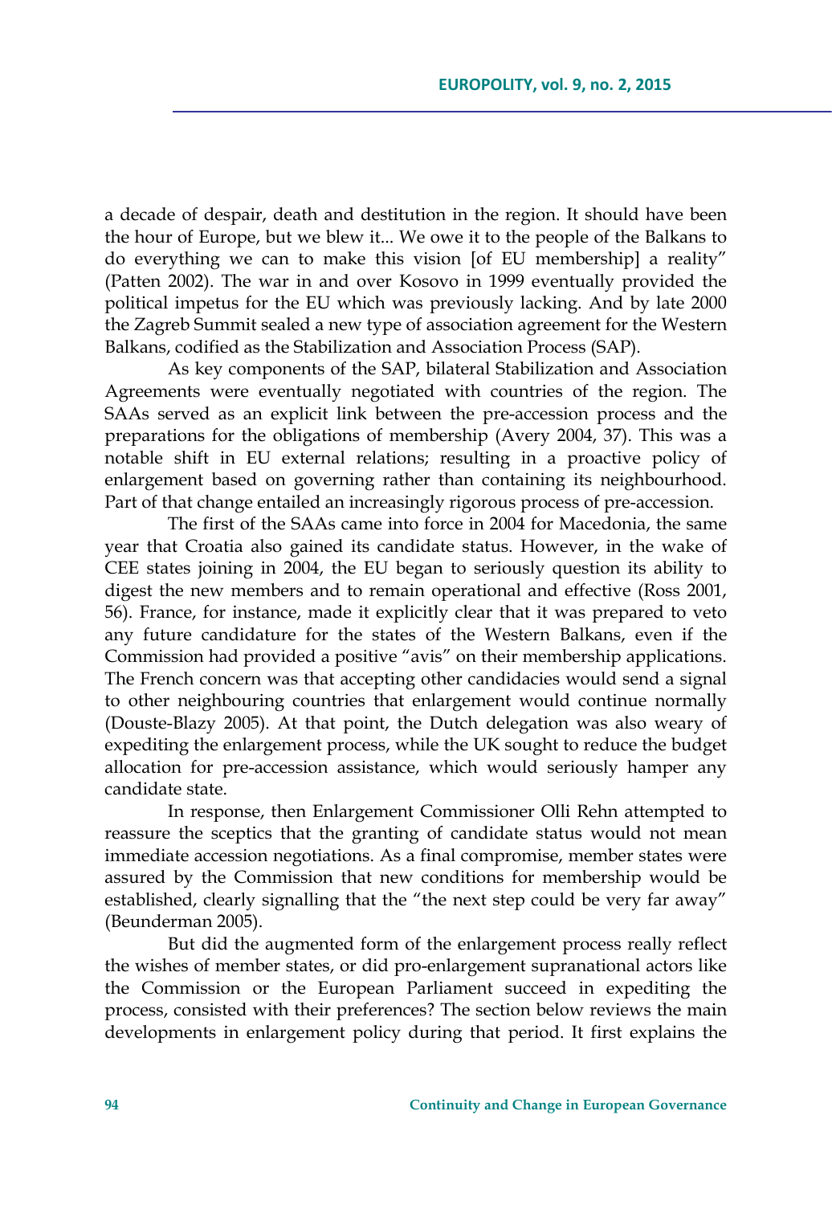a decade of despair, death and destitution in the region. It should have been the hour of Europe, but we blew it... We owe it to the people of the Balkans to do everything we can to make this vision [of EU membership] a reality" (Patten 2002). The war in and over Kosovo in 1999 eventually provided the political impetus for the EU which was previously lacking. And by late 2000 the Zagreb Summit sealed a new type of association agreement for the Western Balkans, codified as the Stabilization and Association Process (SAP).

As key components of the SAP, bilateral Stabilization and Association Agreements were eventually negotiated with countries of the region. The SAAs served as an explicit link between the pre-accession process and the preparations for the obligations of membership (Avery 2004, 37). This was a notable shift in EU external relations; resulting in a proactive policy of enlargement based on governing rather than containing its neighbourhood. Part of that change entailed an increasingly rigorous process of pre-accession.

The first of the SAAs came into force in 2004 for Macedonia, the same year that Croatia also gained its candidate status. However, in the wake of CEE states joining in 2004, the EU began to seriously question its ability to digest the new members and to remain operational and effective (Ross 2001, 56). France, for instance, made it explicitly clear that it was prepared to veto any future candidature for the states of the Western Balkans, even if the Commission had provided a positive "avis" on their membership applications. The French concern was that accepting other candidacies would send a signal to other neighbouring countries that enlargement would continue normally (Douste-Blazy 2005). At that point, the Dutch delegation was also weary of expediting the enlargement process, while the UK sought to reduce the budget allocation for pre-accession assistance, which would seriously hamper any candidate state.

In response, then Enlargement Commissioner Olli Rehn attempted to reassure the sceptics that the granting of candidate status would not mean immediate accession negotiations. As a final compromise, member states were assured by the Commission that new conditions for membership would be established, clearly signalling that the "the next step could be very far away" (Beunderman 2005).

But did the augmented form of the enlargement process really reflect the wishes of member states, or did pro-enlargement supranational actors like the Commission or the European Parliament succeed in expediting the process, consisted with their preferences? The section below reviews the main developments in enlargement policy during that period. It first explains the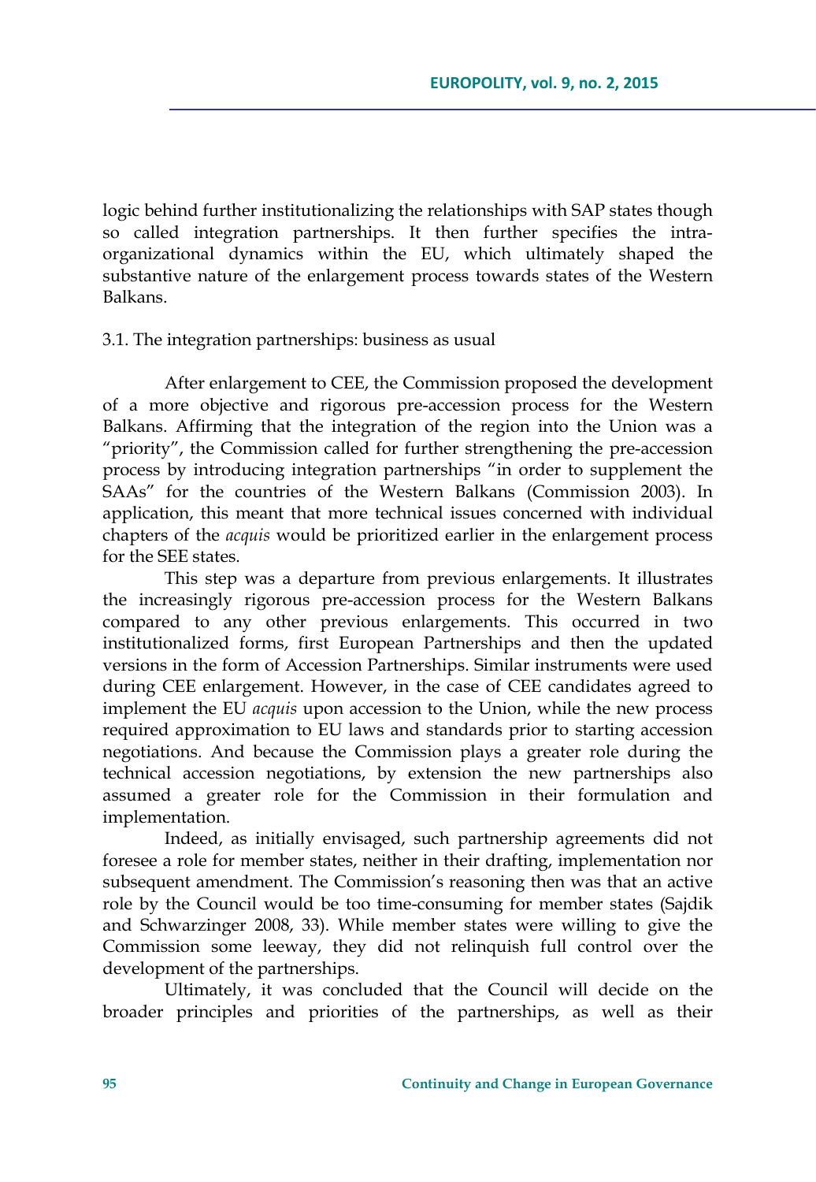logic behind further institutionalizing the relationships with SAP states though so called integration partnerships. It then further specifies the intra-organizational dynamics within the EU, which ultimately shaped the substantive nature of the enlargement process towards states of the Western Balkans.

## 3.1. The integration partnerships: business as usual

After enlargement to CEE, the Commission proposed the development of a more objective and rigorous pre-accession process for the Western Balkans. Affirming that the integration of the region into the Union was a "priority", the Commission called for further strengthening the pre-accession process by introducing integration partnerships "in order to supplement the SAAs" for the countries of the Western Balkans (Commission 2003). In application, this meant that more technical issues concerned with individual chapters of the *acquis* would be prioritized earlier in the enlargement process for the SEE states.

This step was a departure from previous enlargements. It illustrates the increasingly rigorous pre-accession process for the Western Balkans compared to any other previous enlargements. This occurred in two institutionalized forms, first European Partnerships and then the updated versions in the form of Accession Partnerships. Similar instruments were used during CEE enlargement. However, in the case of CEE candidates agreed to implement the EU *acquis* upon accession to the Union, while the new process required approximation to EU laws and standards prior to starting accession negotiations. And because the Commission plays a greater role during the technical accession negotiations, by extension the new partnerships also assumed a greater role for the Commission in their formulation and implementation.

Indeed, as initially envisaged, such partnership agreements did not foresee a role for member states, neither in their drafting, implementation nor subsequent amendment. The Commission's reasoning then was that an active role by the Council would be too time-consuming for member states (Sajdik and Schwarzinger 2008, 33). While member states were willing to give the Commission some leeway, they did not relinquish full control over the development of the partnerships.

Ultimately, it was concluded that the Council will decide on the broader principles and priorities of the partnerships, as well as their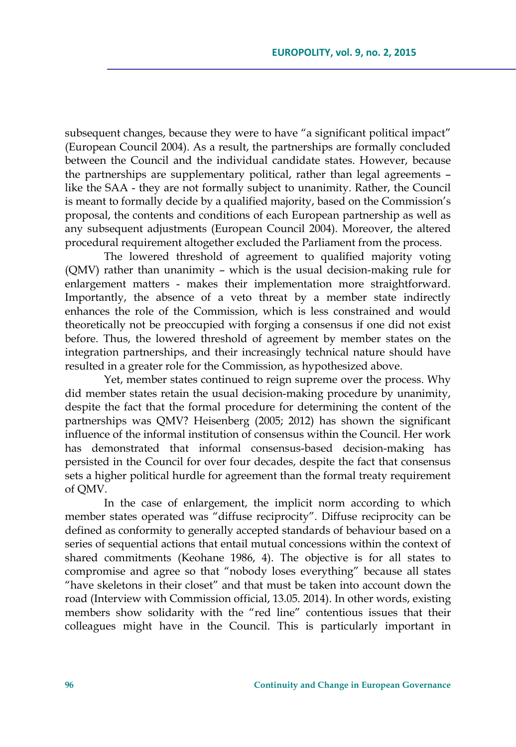subsequent changes, because they were to have "a significant political impact" (European Council 2004). As a result, the partnerships are formally concluded between the Council and the individual candidate states. However, because the partnerships are supplementary political, rather than legal agreements – like the SAA - they are not formally subject to unanimity. Rather, the Council is meant to formally decide by a qualified majority, based on the Commission's proposal, the contents and conditions of each European partnership as well as any subsequent adjustments (European Council 2004). Moreover, the altered procedural requirement altogether excluded the Parliament from the process.

The lowered threshold of agreement to qualified majority voting (QMV) rather than unanimity – which is the usual decision-making rule for enlargement matters - makes their implementation more straightforward. Importantly, the absence of a veto threat by a member state indirectly enhances the role of the Commission, which is less constrained and would theoretically not be preoccupied with forging a consensus if one did not exist before. Thus, the lowered threshold of agreement by member states on the integration partnerships, and their increasingly technical nature should have resulted in a greater role for the Commission, as hypothesized above.

Yet, member states continued to reign supreme over the process. Why did member states retain the usual decision-making procedure by unanimity, despite the fact that the formal procedure for determining the content of the partnerships was QMV? Heisenberg (2005; 2012) has shown the significant influence of the informal institution of consensus within the Council. Her work has demonstrated that informal consensus-based decision-making has persisted in the Council for over four decades, despite the fact that consensus sets a higher political hurdle for agreement than the formal treaty requirement of QMV.

In the case of enlargement, the implicit norm according to which member states operated was "diffuse reciprocity". Diffuse reciprocity can be defined as conformity to generally accepted standards of behaviour based on a series of sequential actions that entail mutual concessions within the context of shared commitments (Keohane 1986, 4). The objective is for all states to compromise and agree so that "nobody loses everything" because all states "have skeletons in their closet" and that must be taken into account down the road (Interview with Commission official, 13.05. 2014). In other words, existing members show solidarity with the "red line" contentious issues that their colleagues might have in the Council. This is particularly important in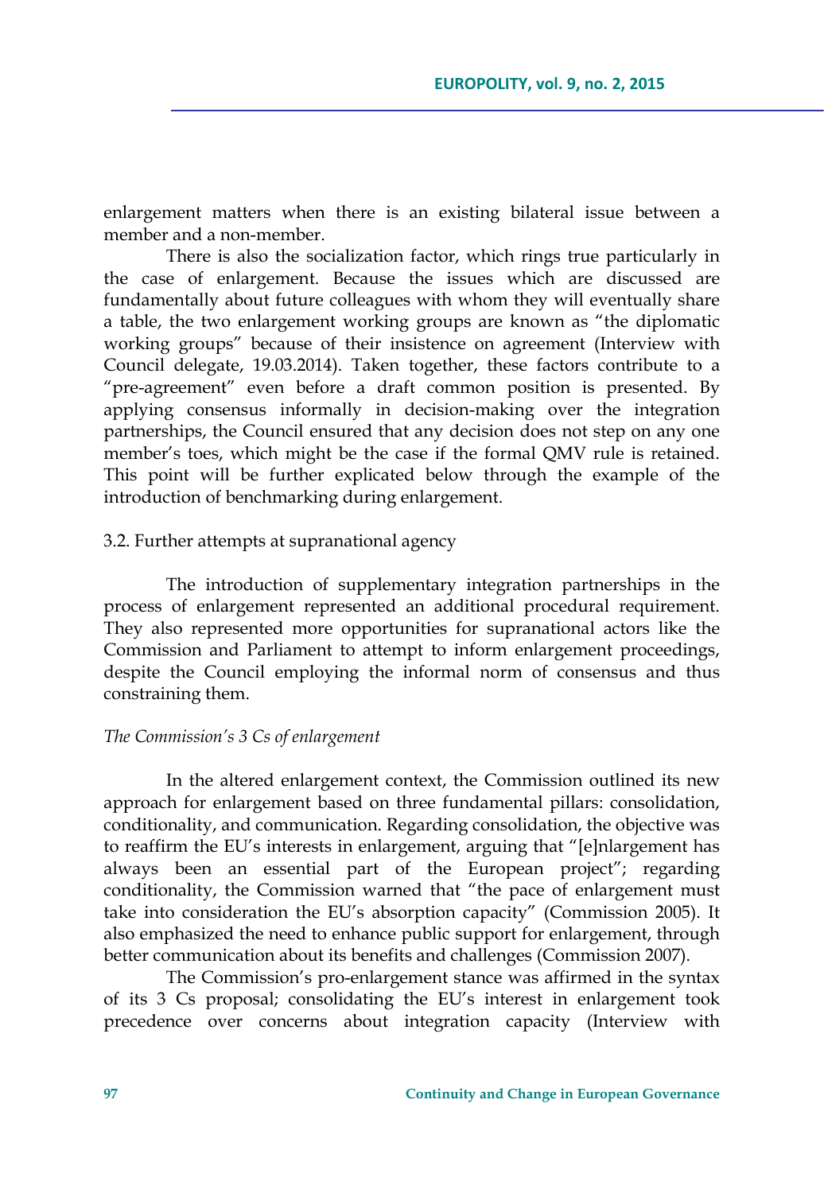enlargement matters when there is an existing bilateral issue between a member and a non-member.

There is also the socialization factor, which rings true particularly in the case of enlargement. Because the issues which are discussed are fundamentally about future colleagues with whom they will eventually share a table, the two enlargement working groups are known as "the diplomatic working groups" because of their insistence on agreement (Interview with Council delegate, 19.03.2014). Taken together, these factors contribute to a "pre-agreement" even before a draft common position is presented. By applying consensus informally in decision-making over the integration partnerships, the Council ensured that any decision does not step on any one member's toes, which might be the case if the formal QMV rule is retained. This point will be further explicated below through the example of the introduction of benchmarking during enlargement.

3.2. Further attempts at supranational agency

The introduction of supplementary integration partnerships in the process of enlargement represented an additional procedural requirement. They also represented more opportunities for supranational actors like the Commission and Parliament to attempt to inform enlargement proceedings, despite the Council employing the informal norm of consensus and thus constraining them.

*The Commission's 3 Cs of enlargement*

In the altered enlargement context, the Commission outlined its new approach for enlargement based on three fundamental pillars: consolidation, conditionality, and communication. Regarding consolidation, the objective was to reaffirm the EU's interests in enlargement, arguing that "[e]nlargement has always been an essential part of the European project"; regarding conditionality, the Commission warned that "the pace of enlargement must take into consideration the EU's absorption capacity" (Commission 2005). It also emphasized the need to enhance public support for enlargement, through better communication about its benefits and challenges (Commission 2007).

The Commission's pro-enlargement stance was affirmed in the syntax of its 3 Cs proposal; consolidating the EU's interest in enlargement took precedence over concerns about integration capacity (Interview with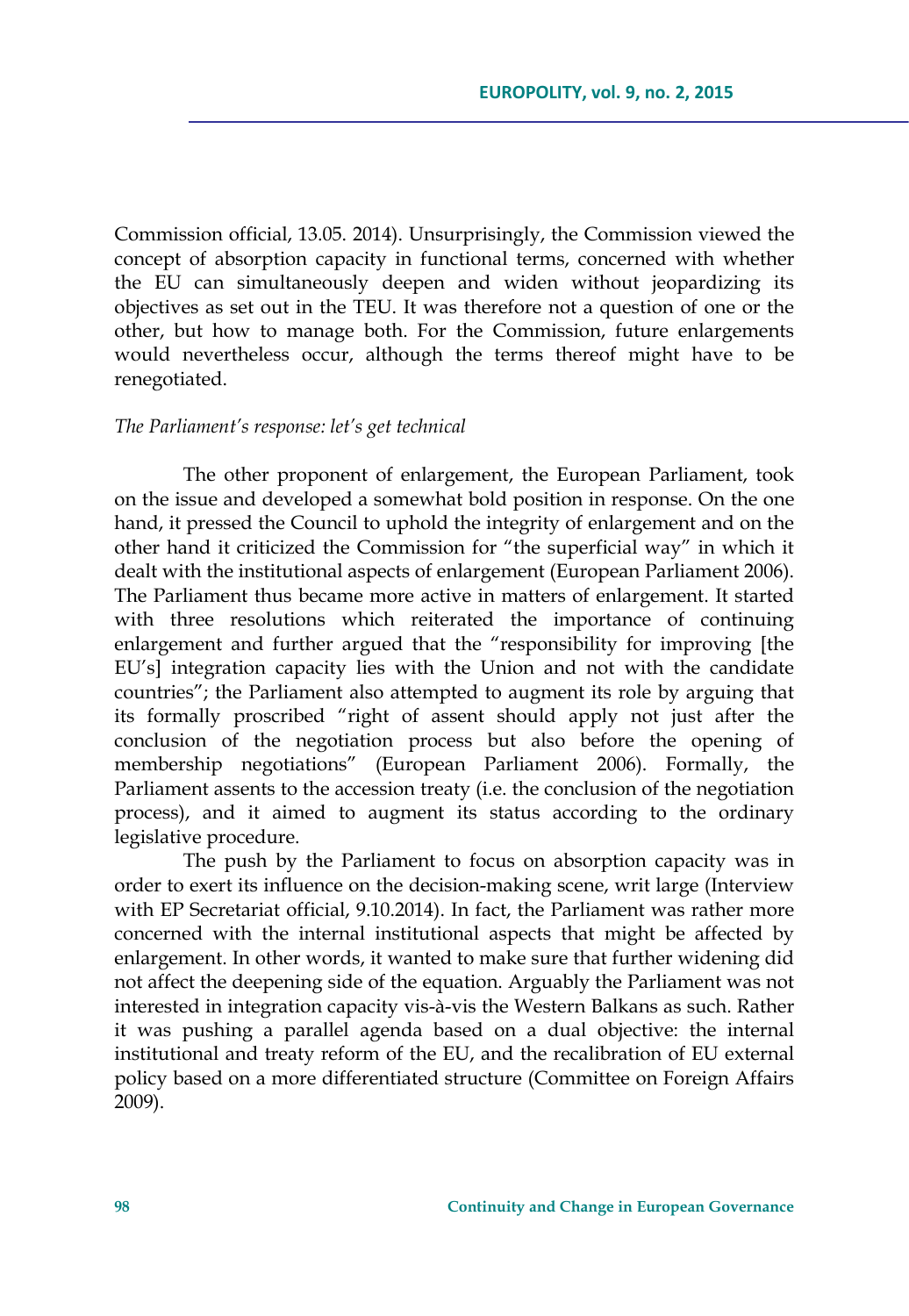Commission official, 13.05. 2014). Unsurprisingly, the Commission viewed the concept of absorption capacity in functional terms, concerned with whether the EU can simultaneously deepen and widen without jeopardizing its objectives as set out in the TEU. It was therefore not a question of one or the other, but how to manage both. For the Commission, future enlargements would nevertheless occur, although the terms thereof might have to be renegotiated.

*The Parliament's response: let's get technical*

The other proponent of enlargement, the European Parliament, took on the issue and developed a somewhat bold position in response. On the one hand, it pressed the Council to uphold the integrity of enlargement and on the other hand it criticized the Commission for "the superficial way" in which it dealt with the institutional aspects of enlargement (European Parliament 2006). The Parliament thus became more active in matters of enlargement. It started with three resolutions which reiterated the importance of continuing enlargement and further argued that the "responsibility for improving [the EU's] integration capacity lies with the Union and not with the candidate countries"; the Parliament also attempted to augment its role by arguing that its formally proscribed "right of assent should apply not just after the conclusion of the negotiation process but also before the opening of membership negotiations" (European Parliament 2006). Formally, the Parliament assents to the accession treaty (i.e. the conclusion of the negotiation process), and it aimed to augment its status according to the ordinary legislative procedure.

The push by the Parliament to focus on absorption capacity was in order to exert its influence on the decision-making scene, writ large (Interview with EP Secretariat official, 9.10.2014). In fact, the Parliament was rather more concerned with the internal institutional aspects that might be affected by enlargement. In other words, it wanted to make sure that further widening did not affect the deepening side of the equation. Arguably the Parliament was not interested in integration capacity vis-à-vis the Western Balkans as such. Rather it was pushing a parallel agenda based on a dual objective: the internal institutional and treaty reform of the EU, and the recalibration of EU external policy based on a more differentiated structure (Committee on Foreign Affairs 2009).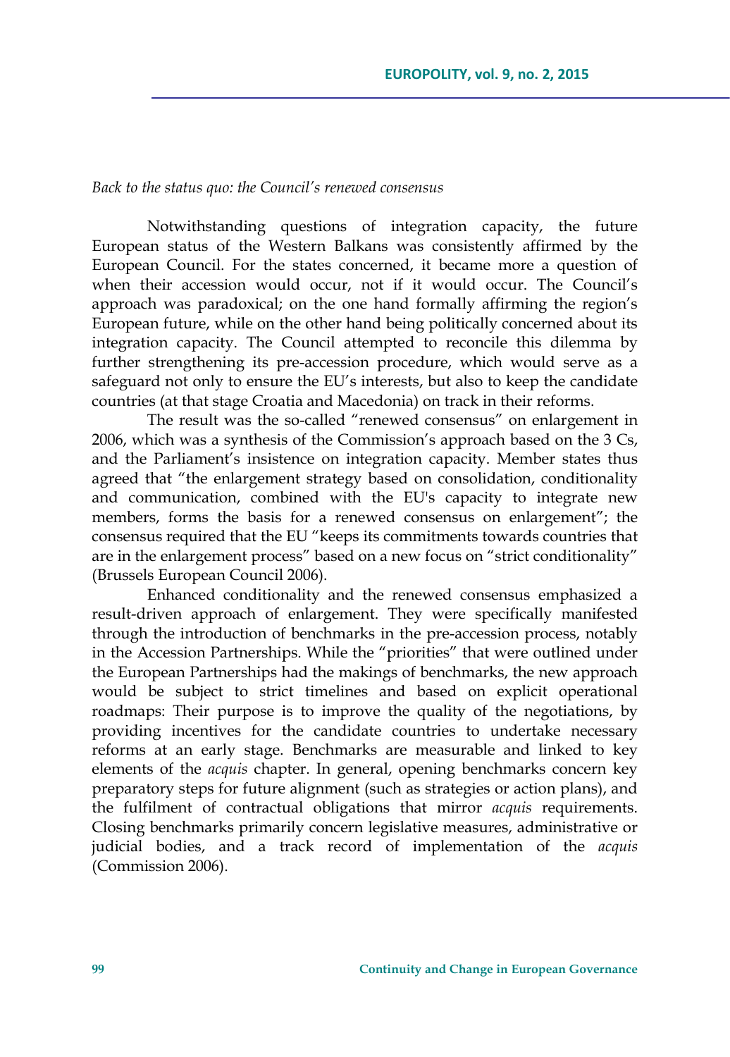*Back to the status quo: the Council's renewed consensus*

Notwithstanding questions of integration capacity, the future European status of the Western Balkans was consistently affirmed by the European Council. For the states concerned, it became more a question of when their accession would occur, not if it would occur. The Council's approach was paradoxical; on the one hand formally affirming the region's European future, while on the other hand being politically concerned about its integration capacity. The Council attempted to reconcile this dilemma by further strengthening its pre-accession procedure, which would serve as a safeguard not only to ensure the EU's interests, but also to keep the candidate countries (at that stage Croatia and Macedonia) on track in their reforms.

The result was the so-called "renewed consensus" on enlargement in 2006, which was a synthesis of the Commission's approach based on the 3 Cs, and the Parliament's insistence on integration capacity. Member states thus agreed that "the enlargement strategy based on consolidation, conditionality and communication, combined with the EU's capacity to integrate new members, forms the basis for a renewed consensus on enlargement"; the consensus required that the EU "keeps its commitments towards countries that are in the enlargement process" based on a new focus on "strict conditionality" (Brussels European Council 2006).

Enhanced conditionality and the renewed consensus emphasized a result-driven approach of enlargement. They were specifically manifested through the introduction of benchmarks in the pre-accession process, notably in the Accession Partnerships. While the "priorities" that were outlined under the European Partnerships had the makings of benchmarks, the new approach would be subject to strict timelines and based on explicit operational roadmaps: Their purpose is to improve the quality of the negotiations, by providing incentives for the candidate countries to undertake necessary reforms at an early stage. Benchmarks are measurable and linked to key elements of the *acquis* chapter. In general, opening benchmarks concern key preparatory steps for future alignment (such as strategies or action plans), and the fulfilment of contractual obligations that mirror *acquis* requirements. Closing benchmarks primarily concern legislative measures, administrative or judicial bodies, and a track record of implementation of the *acquis* (Commission 2006).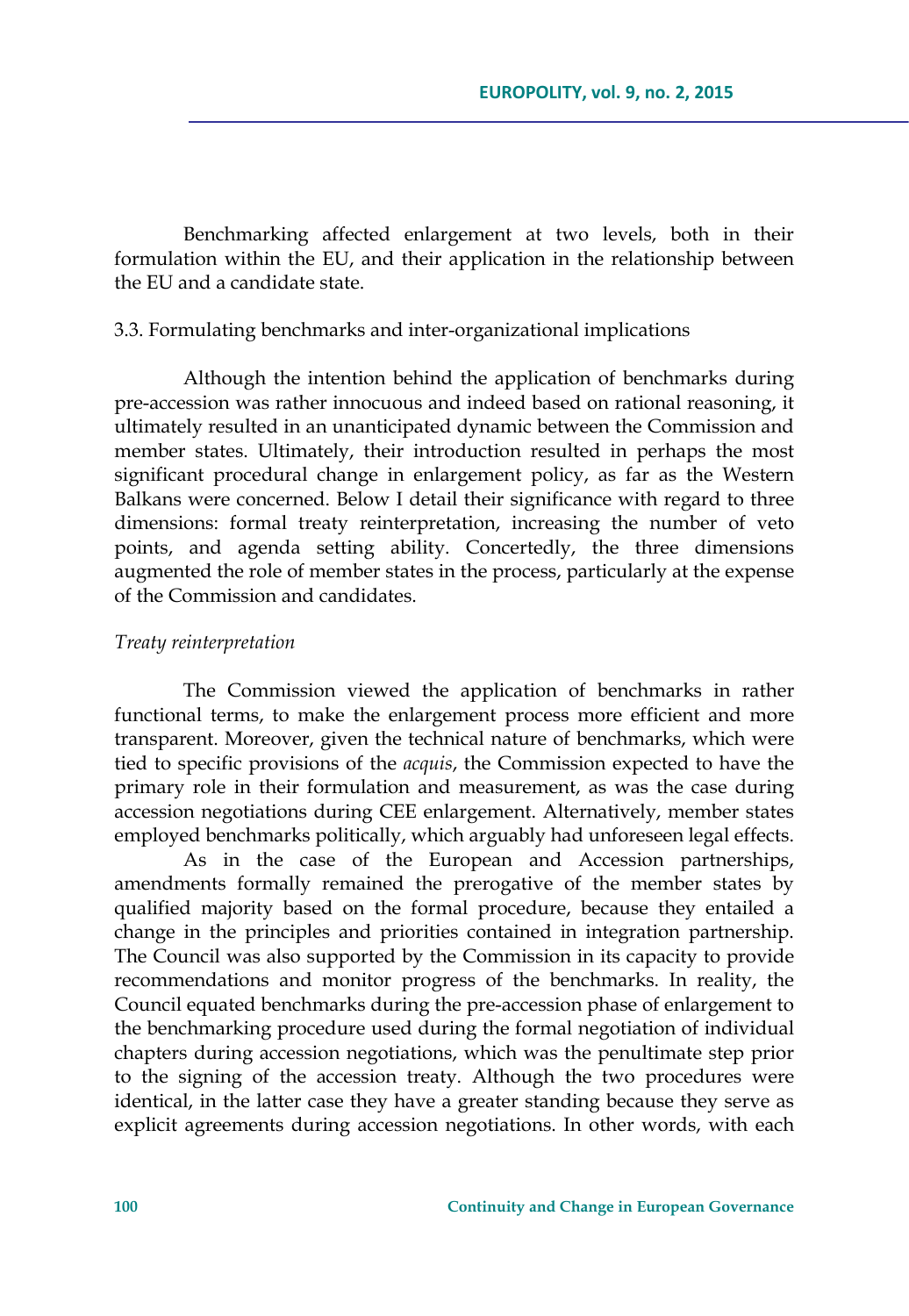Benchmarking affected enlargement at two levels, both in their formulation within the EU, and their application in the relationship between the EU and a candidate state.

### 3.3. Formulating benchmarks and inter-organizational implications

Although the intention behind the application of benchmarks during pre-accession was rather innocuous and indeed based on rational reasoning, it ultimately resulted in an unanticipated dynamic between the Commission and member states. Ultimately, their introduction resulted in perhaps the most significant procedural change in enlargement policy, as far as the Western Balkans were concerned. Below I detail their significance with regard to three dimensions: formal treaty reinterpretation, increasing the number of veto points, and agenda setting ability. Concertedly, the three dimensions augmented the role of member states in the process, particularly at the expense of the Commission and candidates.

#### *Treaty reinterpretation*

The Commission viewed the application of benchmarks in rather functional terms, to make the enlargement process more efficient and more transparent. Moreover, given the technical nature of benchmarks, which were tied to specific provisions of the *acquis*, the Commission expected to have the primary role in their formulation and measurement, as was the case during accession negotiations during CEE enlargement. Alternatively, member states employed benchmarks politically, which arguably had unforeseen legal effects.

As in the case of the European and Accession partnerships, amendments formally remained the prerogative of the member states by qualified majority based on the formal procedure, because they entailed a change in the principles and priorities contained in integration partnership. The Council was also supported by the Commission in its capacity to provide recommendations and monitor progress of the benchmarks. In reality, the Council equated benchmarks during the pre-accession phase of enlargement to the benchmarking procedure used during the formal negotiation of individual chapters during accession negotiations, which was the penultimate step prior to the signing of the accession treaty. Although the two procedures were identical, in the latter case they have a greater standing because they serve as explicit agreements during accession negotiations. In other words, with each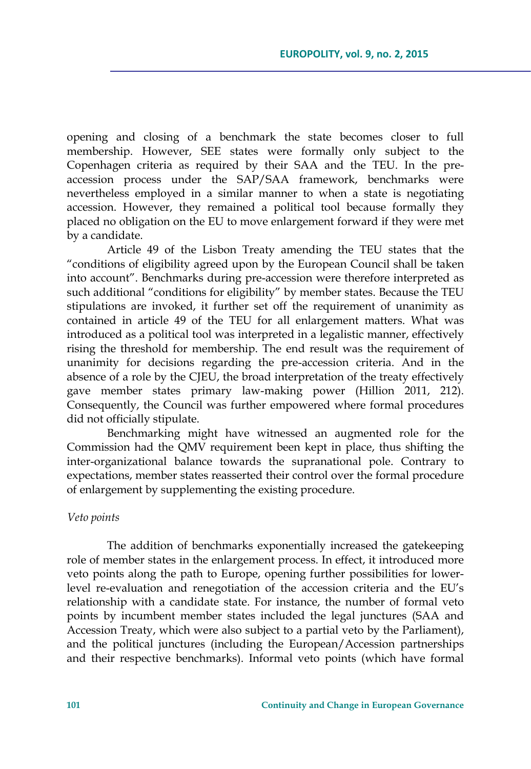opening and closing of a benchmark the state becomes closer to full membership. However, SEE states were formally only subject to the Copenhagen criteria as required by their SAA and the TEU. In the pre-accession process under the SAP/SAA framework, benchmarks were nevertheless employed in a similar manner to when a state is negotiating accession. However, they remained a political tool because formally they placed no obligation on the EU to move enlargement forward if they were met by a candidate.

Article 49 of the Lisbon Treaty amending the TEU states that the "conditions of eligibility agreed upon by the European Council shall be taken into account". Benchmarks during pre-accession were therefore interpreted as such additional "conditions for eligibility" by member states. Because the TEU stipulations are invoked, it further set off the requirement of unanimity as contained in article 49 of the TEU for all enlargement matters. What was introduced as a political tool was interpreted in a legalistic manner, effectively rising the threshold for membership. The end result was the requirement of unanimity for decisions regarding the pre-accession criteria. And in the absence of a role by the CJEU, the broad interpretation of the treaty effectively gave member states primary law-making power (Hillion 2011, 212). Consequently, the Council was further empowered where formal procedures did not officially stipulate.

Benchmarking might have witnessed an augmented role for the Commission had the QMV requirement been kept in place, thus shifting the inter-organizational balance towards the supranational pole. Contrary to expectations, member states reasserted their control over the formal procedure of enlargement by supplementing the existing procedure.

*Veto points*

The addition of benchmarks exponentially increased the gatekeeping role of member states in the enlargement process. In effect, it introduced more veto points along the path to Europe, opening further possibilities for lower-level re-evaluation and renegotiation of the accession criteria and the EU's relationship with a candidate state. For instance, the number of formal veto points by incumbent member states included the legal junctures (SAA and Accession Treaty, which were also subject to a partial veto by the Parliament), and the political junctures (including the European/Accession partnerships and their respective benchmarks). Informal veto points (which have formal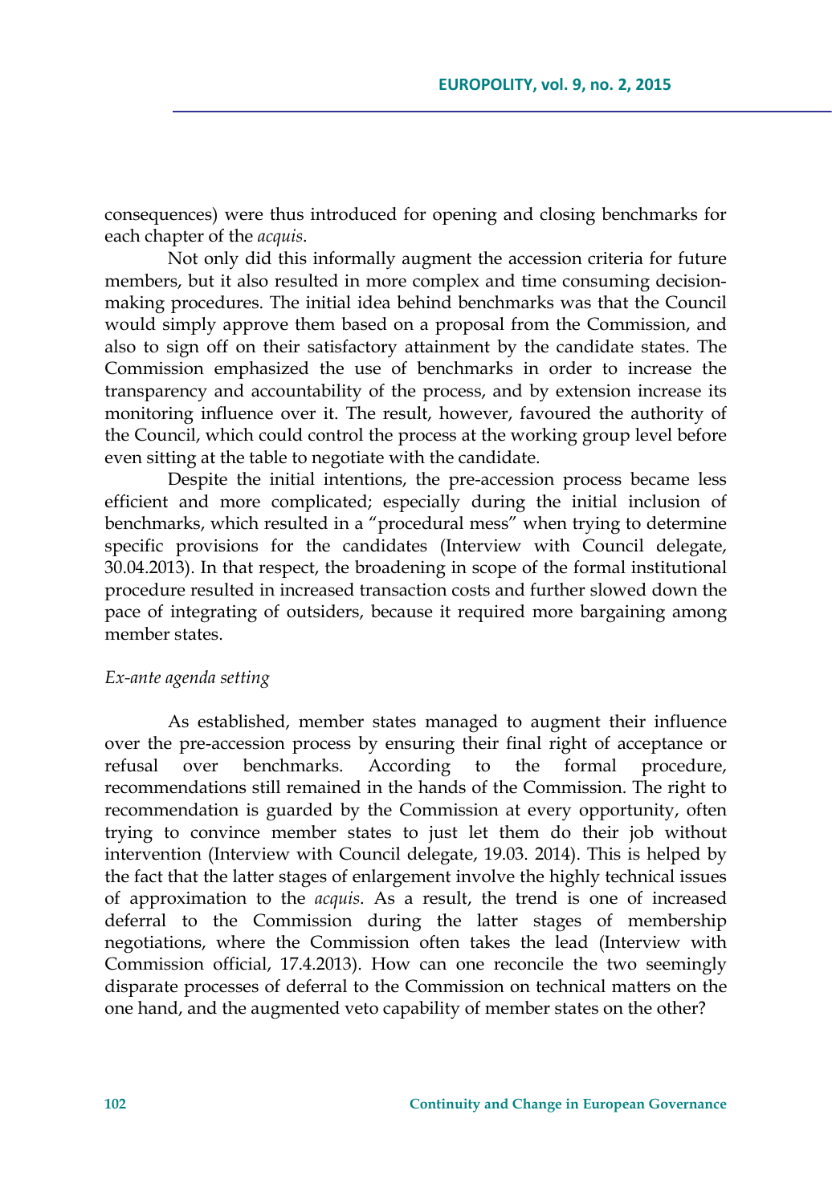consequences) were thus introduced for opening and closing benchmarks for each chapter of the *acquis*.

Not only did this informally augment the accession criteria for future members, but it also resulted in more complex and time consuming decision-making procedures. The initial idea behind benchmarks was that the Council would simply approve them based on a proposal from the Commission, and also to sign off on their satisfactory attainment by the candidate states. The Commission emphasized the use of benchmarks in order to increase the transparency and accountability of the process, and by extension increase its monitoring influence over it. The result, however, favoured the authority of the Council, which could control the process at the working group level before even sitting at the table to negotiate with the candidate.

Despite the initial intentions, the pre-accession process became less efficient and more complicated; especially during the initial inclusion of benchmarks, which resulted in a "procedural mess" when trying to determine specific provisions for the candidates (Interview with Council delegate, 30.04.2013). In that respect, the broadening in scope of the formal institutional procedure resulted in increased transaction costs and further slowed down the pace of integrating of outsiders, because it required more bargaining among member states.

*Ex-ante agenda setting*

As established, member states managed to augment their influence over the pre-accession process by ensuring their final right of acceptance or refusal over benchmarks. According to the formal procedure, recommendations still remained in the hands of the Commission. The right to recommendation is guarded by the Commission at every opportunity, often trying to convince member states to just let them do their job without intervention (Interview with Council delegate, 19.03. 2014). This is helped by the fact that the latter stages of enlargement involve the highly technical issues of approximation to the *acquis*. As a result, the trend is one of increased deferral to the Commission during the latter stages of membership negotiations, where the Commission often takes the lead (Interview with Commission official, 17.4.2013). How can one reconcile the two seemingly disparate processes of deferral to the Commission on technical matters on the one hand, and the augmented veto capability of member states on the other?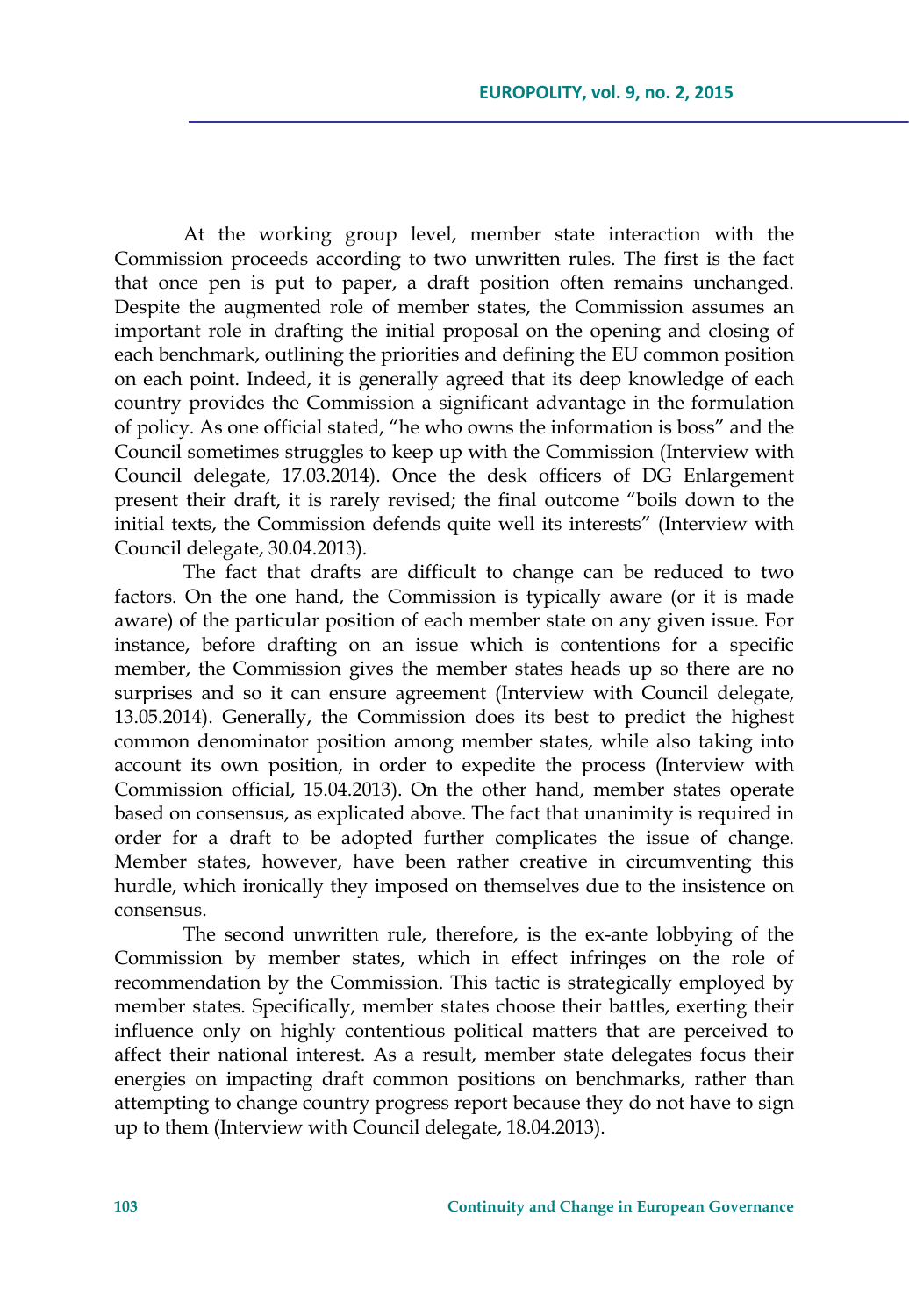At the working group level, member state interaction with the Commission proceeds according to two unwritten rules. The first is the fact that once pen is put to paper, a draft position often remains unchanged. Despite the augmented role of member states, the Commission assumes an important role in drafting the initial proposal on the opening and closing of each benchmark, outlining the priorities and defining the EU common position on each point. Indeed, it is generally agreed that its deep knowledge of each country provides the Commission a significant advantage in the formulation of policy. As one official stated, "he who owns the information is boss" and the Council sometimes struggles to keep up with the Commission (Interview with Council delegate, 17.03.2014). Once the desk officers of DG Enlargement present their draft, it is rarely revised; the final outcome "boils down to the initial texts, the Commission defends quite well its interests" (Interview with Council delegate, 30.04.2013).

The fact that drafts are difficult to change can be reduced to two factors. On the one hand, the Commission is typically aware (or it is made aware) of the particular position of each member state on any given issue. For instance, before drafting on an issue which is contentions for a specific member, the Commission gives the member states heads up so there are no surprises and so it can ensure agreement (Interview with Council delegate, 13.05.2014). Generally, the Commission does its best to predict the highest common denominator position among member states, while also taking into account its own position, in order to expedite the process (Interview with Commission official, 15.04.2013). On the other hand, member states operate based on consensus, as explicated above. The fact that unanimity is required in order for a draft to be adopted further complicates the issue of change. Member states, however, have been rather creative in circumventing this hurdle, which ironically they imposed on themselves due to the insistence on consensus.

The second unwritten rule, therefore, is the ex-ante lobbying of the Commission by member states, which in effect infringes on the role of recommendation by the Commission. This tactic is strategically employed by member states. Specifically, member states choose their battles, exerting their influence only on highly contentious political matters that are perceived to affect their national interest. As a result, member state delegates focus their energies on impacting draft common positions on benchmarks, rather than attempting to change country progress report because they do not have to sign up to them (Interview with Council delegate, 18.04.2013).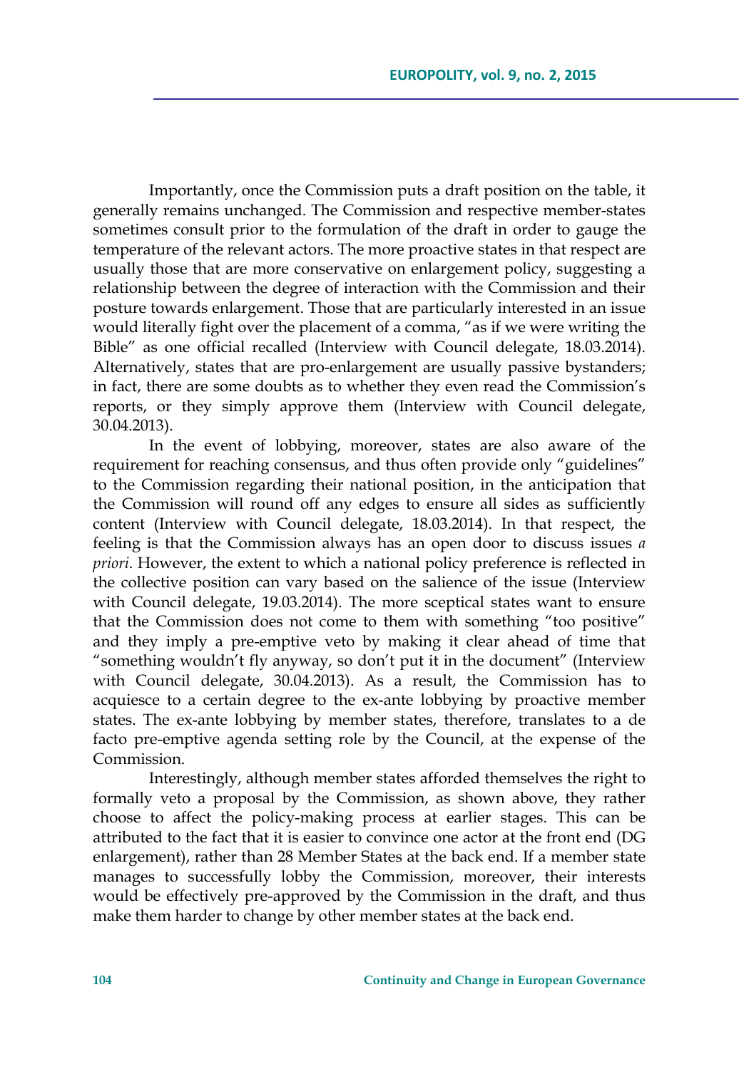Importantly, once the Commission puts a draft position on the table, it generally remains unchanged. The Commission and respective member-states sometimes consult prior to the formulation of the draft in order to gauge the temperature of the relevant actors. The more proactive states in that respect are usually those that are more conservative on enlargement policy, suggesting a relationship between the degree of interaction with the Commission and their posture towards enlargement. Those that are particularly interested in an issue would literally fight over the placement of a comma, "as if we were writing the Bible" as one official recalled (Interview with Council delegate, 18.03.2014). Alternatively, states that are pro-enlargement are usually passive bystanders; in fact, there are some doubts as to whether they even read the Commission's reports, or they simply approve them (Interview with Council delegate, 30.04.2013).

In the event of lobbying, moreover, states are also aware of the requirement for reaching consensus, and thus often provide only "guidelines" to the Commission regarding their national position, in the anticipation that the Commission will round off any edges to ensure all sides as sufficiently content (Interview with Council delegate, 18.03.2014). In that respect, the feeling is that the Commission always has an open door to discuss issues *a priori*. However, the extent to which a national policy preference is reflected in the collective position can vary based on the salience of the issue (Interview with Council delegate, 19.03.2014). The more sceptical states want to ensure that the Commission does not come to them with something "too positive" and they imply a pre-emptive veto by making it clear ahead of time that "something wouldn't fly anyway, so don't put it in the document" (Interview with Council delegate, 30.04.2013). As a result, the Commission has to acquiesce to a certain degree to the ex-ante lobbying by proactive member states. The ex-ante lobbying by member states, therefore, translates to a de facto pre-emptive agenda setting role by the Council, at the expense of the Commission.

Interestingly, although member states afforded themselves the right to formally veto a proposal by the Commission, as shown above, they rather choose to affect the policy-making process at earlier stages. This can be attributed to the fact that it is easier to convince one actor at the front end (DG enlargement), rather than 28 Member States at the back end. If a member state manages to successfully lobby the Commission, moreover, their interests would be effectively pre-approved by the Commission in the draft, and thus make them harder to change by other member states at the back end.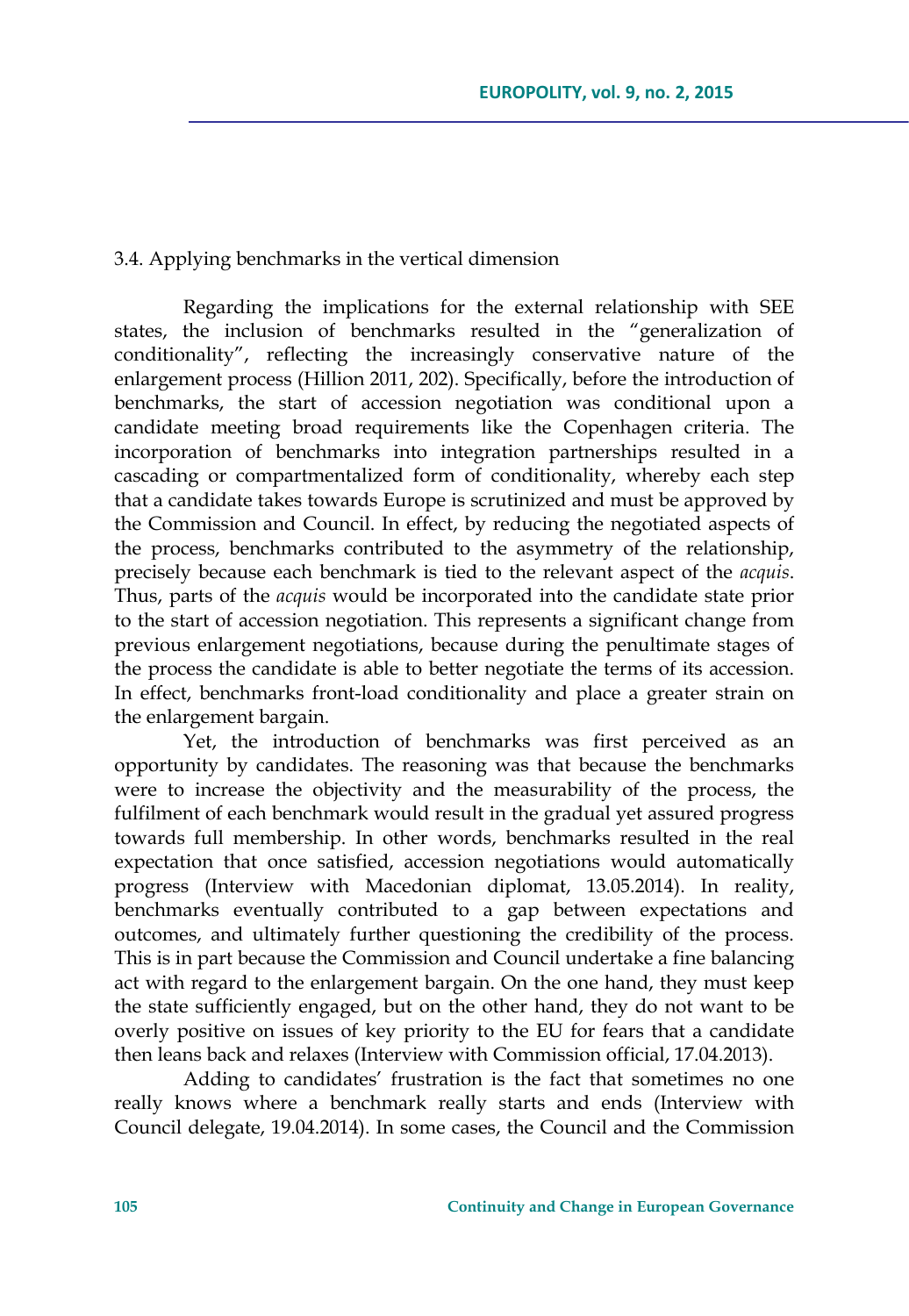### 3.4. Applying benchmarks in the vertical dimension

Regarding the implications for the external relationship with SEE states, the inclusion of benchmarks resulted in the "generalization of conditionality", reflecting the increasingly conservative nature of the enlargement process (Hillion 2011, 202). Specifically, before the introduction of benchmarks, the start of accession negotiation was conditional upon a candidate meeting broad requirements like the Copenhagen criteria. The incorporation of benchmarks into integration partnerships resulted in a cascading or compartmentalized form of conditionality, whereby each step that a candidate takes towards Europe is scrutinized and must be approved by the Commission and Council. In effect, by reducing the negotiated aspects of the process, benchmarks contributed to the asymmetry of the relationship, precisely because each benchmark is tied to the relevant aspect of the *acquis*. Thus, parts of the *acquis* would be incorporated into the candidate state prior to the start of accession negotiation. This represents a significant change from previous enlargement negotiations, because during the penultimate stages of the process the candidate is able to better negotiate the terms of its accession. In effect, benchmarks front-load conditionality and place a greater strain on the enlargement bargain.

Yet, the introduction of benchmarks was first perceived as an opportunity by candidates. The reasoning was that because the benchmarks were to increase the objectivity and the measurability of the process, the fulfilment of each benchmark would result in the gradual yet assured progress towards full membership. In other words, benchmarks resulted in the real expectation that once satisfied, accession negotiations would automatically progress (Interview with Macedonian diplomat, 13.05.2014). In reality, benchmarks eventually contributed to a gap between expectations and outcomes, and ultimately further questioning the credibility of the process. This is in part because the Commission and Council undertake a fine balancing act with regard to the enlargement bargain. On the one hand, they must keep the state sufficiently engaged, but on the other hand, they do not want to be overly positive on issues of key priority to the EU for fears that a candidate then leans back and relaxes (Interview with Commission official, 17.04.2013).

Adding to candidates' frustration is the fact that sometimes no one really knows where a benchmark really starts and ends (Interview with Council delegate, 19.04.2014). In some cases, the Council and the Commission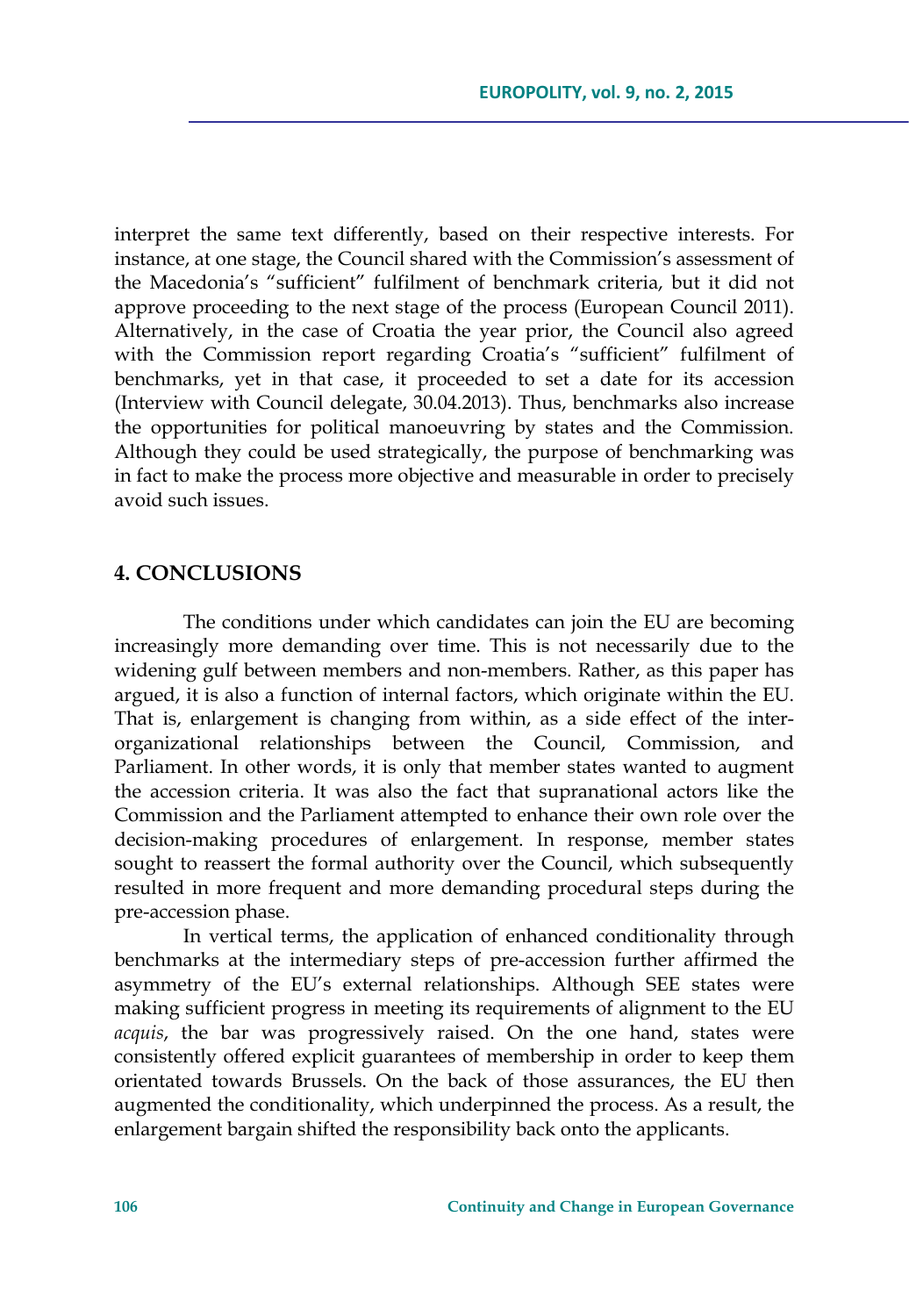interpret the same text differently, based on their respective interests. For instance, at one stage, the Council shared with the Commission's assessment of the Macedonia's "sufficient" fulfilment of benchmark criteria, but it did not approve proceeding to the next stage of the process (European Council 2011). Alternatively, in the case of Croatia the year prior, the Council also agreed with the Commission report regarding Croatia's "sufficient" fulfilment of benchmarks, yet in that case, it proceeded to set a date for its accession (Interview with Council delegate, 30.04.2013). Thus, benchmarks also increase the opportunities for political manoeuvring by states and the Commission. Although they could be used strategically, the purpose of benchmarking was in fact to make the process more objective and measurable in order to precisely avoid such issues.

## 4. CONCLUSIONS

The conditions under which candidates can join the EU are becoming increasingly more demanding over time. This is not necessarily due to the widening gulf between members and non-members. Rather, as this paper has argued, it is also a function of internal factors, which originate within the EU. That is, enlargement is changing from within, as a side effect of the inter-organizational relationships between the Council, Commission, and Parliament. In other words, it is only that member states wanted to augment the accession criteria. It was also the fact that supranational actors like the Commission and the Parliament attempted to enhance their own role over the decision-making procedures of enlargement. In response, member states sought to reassert the formal authority over the Council, which subsequently resulted in more frequent and more demanding procedural steps during the pre-accession phase.

In vertical terms, the application of enhanced conditionality through benchmarks at the intermediary steps of pre-accession further affirmed the asymmetry of the EU's external relationships. Although SEE states were making sufficient progress in meeting its requirements of alignment to the EU *acquis*, the bar was progressively raised. On the one hand, states were consistently offered explicit guarantees of membership in order to keep them orientated towards Brussels. On the back of those assurances, the EU then augmented the conditionality, which underpinned the process. As a result, the enlargement bargain shifted the responsibility back onto the applicants.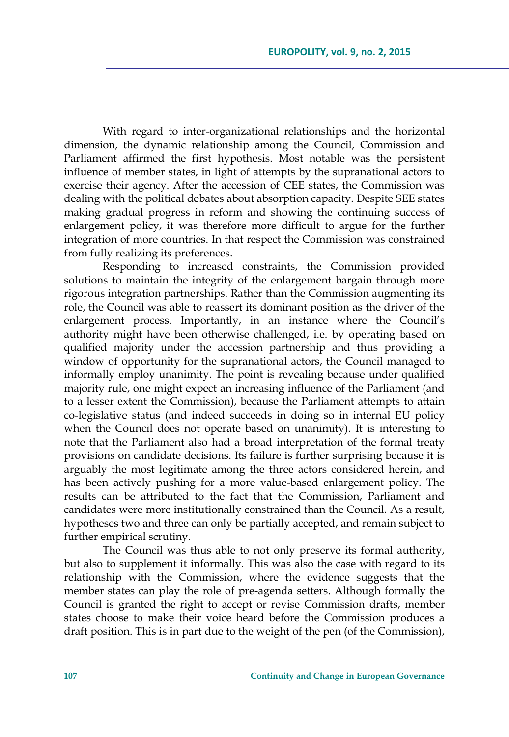With regard to inter-organizational relationships and the horizontal dimension, the dynamic relationship among the Council, Commission and Parliament affirmed the first hypothesis. Most notable was the persistent influence of member states, in light of attempts by the supranational actors to exercise their agency. After the accession of CEE states, the Commission was dealing with the political debates about absorption capacity. Despite SEE states making gradual progress in reform and showing the continuing success of enlargement policy, it was therefore more difficult to argue for the further integration of more countries. In that respect the Commission was constrained from fully realizing its preferences.

Responding to increased constraints, the Commission provided solutions to maintain the integrity of the enlargement bargain through more rigorous integration partnerships. Rather than the Commission augmenting its role, the Council was able to reassert its dominant position as the driver of the enlargement process. Importantly, in an instance where the Council's authority might have been otherwise challenged, i.e. by operating based on qualified majority under the accession partnership and thus providing a window of opportunity for the supranational actors, the Council managed to informally employ unanimity. The point is revealing because under qualified majority rule, one might expect an increasing influence of the Parliament (and to a lesser extent the Commission), because the Parliament attempts to attain co-legislative status (and indeed succeeds in doing so in internal EU policy when the Council does not operate based on unanimity). It is interesting to note that the Parliament also had a broad interpretation of the formal treaty provisions on candidate decisions. Its failure is further surprising because it is arguably the most legitimate among the three actors considered herein, and has been actively pushing for a more value-based enlargement policy. The results can be attributed to the fact that the Commission, Parliament and candidates were more institutionally constrained than the Council. As a result, hypotheses two and three can only be partially accepted, and remain subject to further empirical scrutiny.

The Council was thus able to not only preserve its formal authority, but also to supplement it informally. This was also the case with regard to its relationship with the Commission, where the evidence suggests that the member states can play the role of pre-agenda setters. Although formally the Council is granted the right to accept or revise Commission drafts, member states choose to make their voice heard before the Commission produces a draft position. This is in part due to the weight of the pen (of the Commission),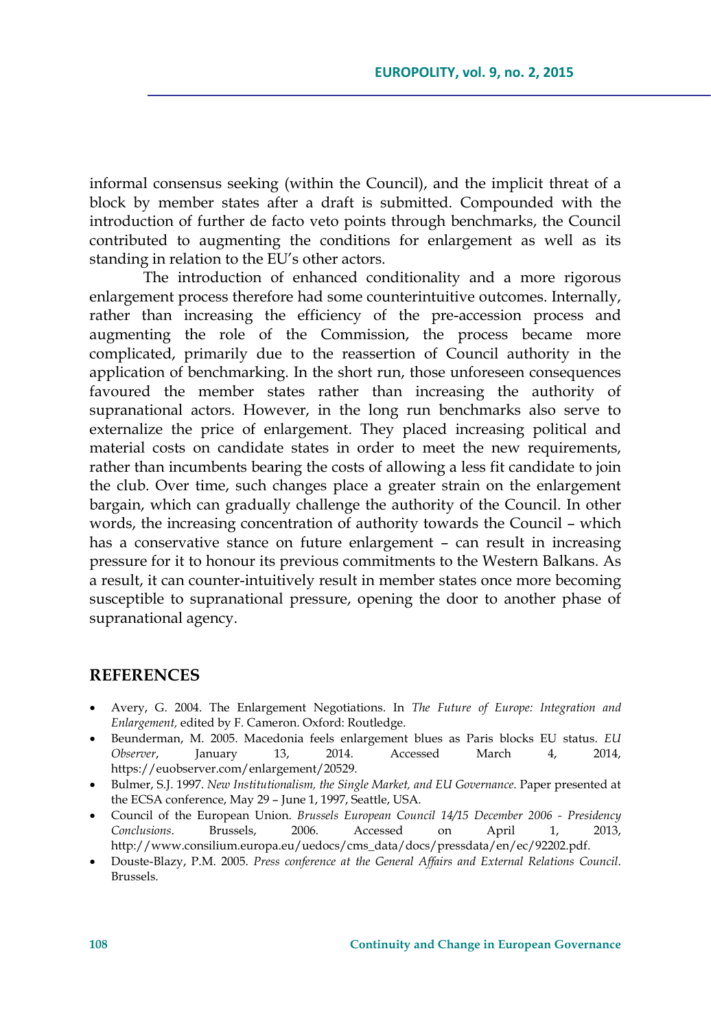informal consensus seeking (within the Council), and the implicit threat of a block by member states after a draft is submitted. Compounded with the introduction of further de facto veto points through benchmarks, the Council contributed to augmenting the conditions for enlargement as well as its standing in relation to the EU's other actors.

The introduction of enhanced conditionality and a more rigorous enlargement process therefore had some counterintuitive outcomes. Internally, rather than increasing the efficiency of the pre-accession process and augmenting the role of the Commission, the process became more complicated, primarily due to the reassertion of Council authority in the application of benchmarking. In the short run, those unforeseen consequences favoured the member states rather than increasing the authority of supranational actors. However, in the long run benchmarks also serve to externalize the price of enlargement. They placed increasing political and material costs on candidate states in order to meet the new requirements, rather than incumbents bearing the costs of allowing a less fit candidate to join the club. Over time, such changes place a greater strain on the enlargement bargain, which can gradually challenge the authority of the Council. In other words, the increasing concentration of authority towards the Council – which has a conservative stance on future enlargement – can result in increasing pressure for it to honour its previous commitments to the Western Balkans. As a result, it can counter-intuitively result in member states once more becoming susceptible to supranational pressure, opening the door to another phase of supranational agency.

## REFERENCES

- Avery, G. 2004. The Enlargement Negotiations. In *The Future of Europe: Integration and Enlargement,* edited by F. Cameron. Oxford: Routledge.
- Beunderman, M. 2005. Macedonia feels enlargement blues as Paris blocks EU status. *EU Observer*, January 13, 2014. Accessed March 4, 2014, https://euobserver.com/enlargement/20529.
- Bulmer, S.J. 1997. *New Institutionalism, the Single Market, and EU Governance*. Paper presented at the ECSA conference, May 29 – June 1, 1997, Seattle, USA.
- Council of the European Union. *Brussels European Council 14/15 December 2006 - Presidency Conclusions*. Brussels, 2006. Accessed on April 1, 2013, http://www.consilium.europa.eu/uedocs/cms_data/docs/pressdata/en/ec/92202.pdf.
- Douste-Blazy, P.M. 2005. *Press conference at the General Affairs and External Relations Council*. Brussels.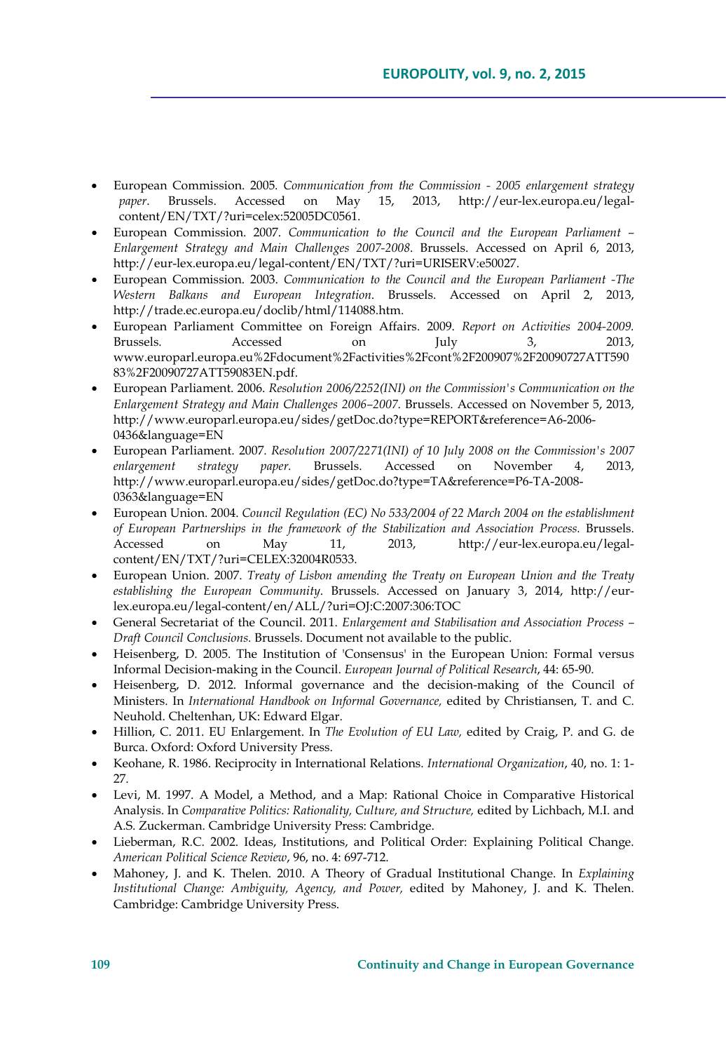- European Commission. 2005. *Communication from the Commission - 2005 enlargement strategy paper*. Brussels. Accessed on May 15, 2013, http://eur-lex.europa.eu/legal-content/EN/TXT/?uri=celex:52005DC0561.
- European Commission. 2007. *Communication to the Council and the European Parliament – Enlargement Strategy and Main Challenges 2007-2008*. Brussels. Accessed on April 6, 2013, http://eur-lex.europa.eu/legal-content/EN/TXT/?uri=URISERV:e50027.
- European Commission. 2003. *Communication to the Council and the European Parliament -The Western Balkans and European Integration*. Brussels. Accessed on April 2, 2013, http://trade.ec.europa.eu/doclib/html/114088.htm.
- European Parliament Committee on Foreign Affairs. 2009. *Report on Activities 2004-2009.* Brussels. Accessed on July 3, 2013, www.europarl.europa.eu%2Fdocument%2Factivities%2Fcont%2F200907%2F20090727ATT59083%2F20090727ATT59083EN.pdf.
- European Parliament. 2006. *Resolution 2006/2252(INI) on the Commission's Communication on the Enlargement Strategy and Main Challenges 2006–2007.* Brussels. Accessed on November 5, 2013, http://www.europarl.europa.eu/sides/getDoc.do?type=REPORT&reference=A6-2006-0436&language=EN
- European Parliament. 2007. *Resolution 2007/2271(INI) of 10 July 2008 on the Commission's 2007 enlargement strategy paper.* Brussels. Accessed on November 4, 2013, http://www.europarl.europa.eu/sides/getDoc.do?type=TA&reference=P6-TA-2008-0363&language=EN
- European Union. 2004. *Council Regulation (EC) No 533/2004 of 22 March 2004 on the establishment of European Partnerships in the framework of the Stabilization and Association Process.* Brussels. Accessed on May 11, 2013, http://eur-lex.europa.eu/legal-content/EN/TXT/?uri=CELEX:32004R0533.
- European Union. 2007. *Treaty of Lisbon amending the Treaty on European Union and the Treaty establishing the European Community*. Brussels. Accessed on January 3, 2014, http://eur-lex.europa.eu/legal-content/en/ALL/?uri=OJ:C:2007:306:TOC
- General Secretariat of the Council. 2011. *Enlargement and Stabilisation and Association Process – Draft Council Conclusions.* Brussels. Document not available to the public.
- Heisenberg, D. 2005. The Institution of 'Consensus' in the European Union: Formal versus Informal Decision-making in the Council. *European Journal of Political Research*, 44: 65-90.
- Heisenberg, D. 2012. Informal governance and the decision-making of the Council of Ministers. In *International Handbook on Informal Governance,* edited by Christiansen, T. and C. Neuhold. Cheltenhan, UK: Edward Elgar.
- Hillion, C. 2011. EU Enlargement. In *The Evolution of EU Law,* edited by Craig, P. and G. de Burca. Oxford: Oxford University Press.
- Keohane, R. 1986. Reciprocity in International Relations. *International Organization*, 40, no. 1: 1-27.
- Levi, M. 1997. A Model, a Method, and a Map: Rational Choice in Comparative Historical Analysis. In *Comparative Politics: Rationality, Culture, and Structure,* edited by Lichbach, M.I. and A.S. Zuckerman. Cambridge University Press: Cambridge.
- Lieberman, R.C. 2002. Ideas, Institutions, and Political Order: Explaining Political Change. *American Political Science Review*, 96, no. 4: 697-712.
- Mahoney, J. and K. Thelen. 2010. A Theory of Gradual Institutional Change. In *Explaining Institutional Change: Ambiguity, Agency, and Power,* edited by Mahoney, J. and K. Thelen. Cambridge: Cambridge University Press.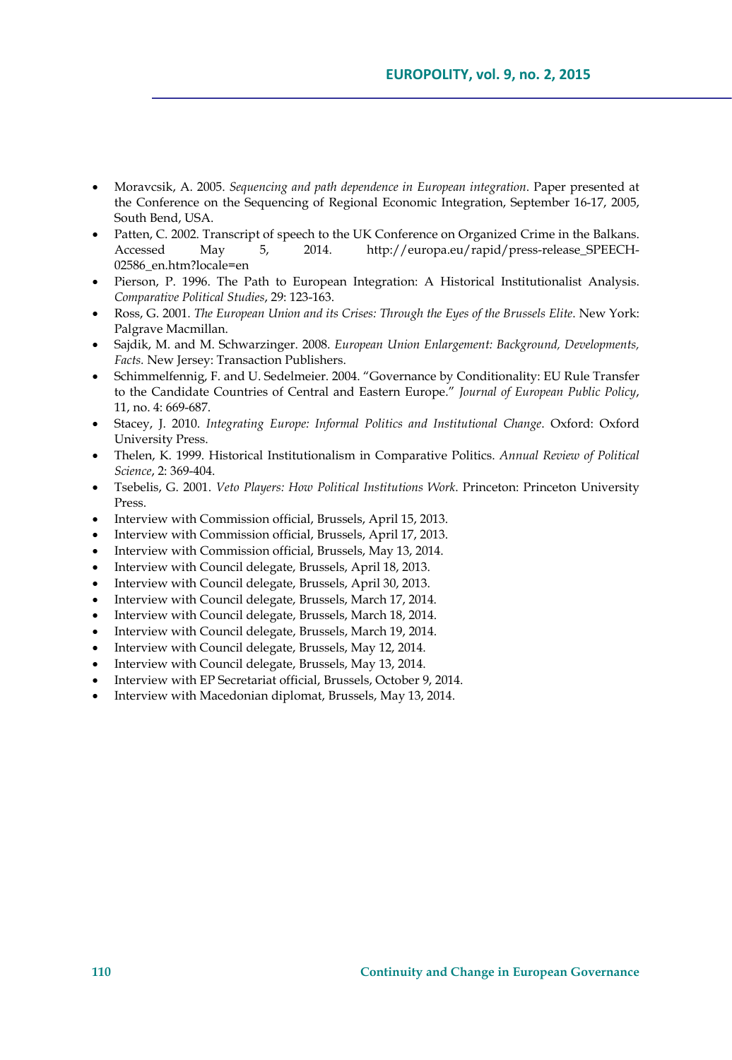- Moravcsik, A. 2005. *Sequencing and path dependence in European integration*. Paper presented at the Conference on the Sequencing of Regional Economic Integration, September 16-17, 2005, South Bend, USA.
- Patten, C. 2002. Transcript of speech to the UK Conference on Organized Crime in the Balkans. Accessed May 5, 2014. http://europa.eu/rapid/press-release_SPEECH-02586_en.htm?locale=en
- Pierson, P. 1996. The Path to European Integration: A Historical Institutionalist Analysis. *Comparative Political Studies*, 29: 123-163.
- Ross, G. 2001. *The European Union and its Crises: Through the Eyes of the Brussels Elite*. New York: Palgrave Macmillan.
- Sajdik, M. and M. Schwarzinger. 2008. *European Union Enlargement: Background, Developments, Facts*. New Jersey: Transaction Publishers.
- Schimmelfennig, F. and U. Sedelmeier. 2004. "Governance by Conditionality: EU Rule Transfer to the Candidate Countries of Central and Eastern Europe." *Journal of European Public Policy*, 11, no. 4: 669-687.
- Stacey, J. 2010. *Integrating Europe: Informal Politics and Institutional Change*. Oxford: Oxford University Press.
- Thelen, K. 1999. Historical Institutionalism in Comparative Politics. *Annual Review of Political Science*, 2: 369-404.
- Tsebelis, G. 2001. *Veto Players: How Political Institutions Work*. Princeton: Princeton University Press.
- Interview with Commission official, Brussels, April 15, 2013.
- Interview with Commission official, Brussels, April 17, 2013.
- Interview with Commission official, Brussels, May 13, 2014.
- Interview with Council delegate, Brussels, April 18, 2013.
- Interview with Council delegate, Brussels, April 30, 2013.
- Interview with Council delegate, Brussels, March 17, 2014.
- Interview with Council delegate, Brussels, March 18, 2014.
- Interview with Council delegate, Brussels, March 19, 2014.
- Interview with Council delegate, Brussels, May 12, 2014.
- Interview with Council delegate, Brussels, May 13, 2014.
- Interview with EP Secretariat official, Brussels, October 9, 2014.
- Interview with Macedonian diplomat, Brussels, May 13, 2014.